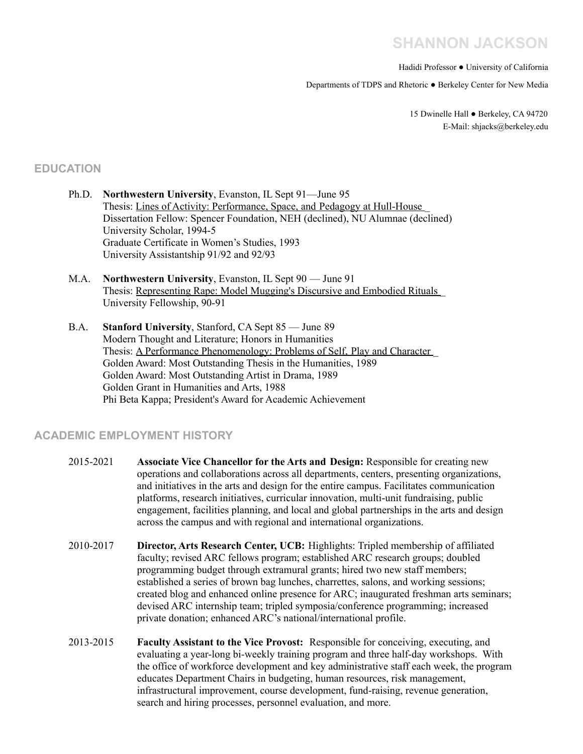# SHANNON JACKSON

Hadidi Professor ● University of California

Departments of TDPS and Rhetoric ● Berkeley Center for New Media

15 Dwinelle Hall ● Berkeley, CA 94720
E-Mail: shjacks@berkeley.edu

## EDUCATION

Ph.D. **Northwestern University**, Evanston, IL Sept 91—June 95
Thesis: Lines of Activity: Performance, Space, and Pedagogy at Hull-House
Dissertation Fellow: Spencer Foundation, NEH (declined), NU Alumnae (declined)
University Scholar, 1994-5
Graduate Certificate in Women's Studies, 1993
University Assistantship 91/92 and 92/93

M.A. **Northwestern University**, Evanston, IL Sept 90 — June 91
Thesis: Representing Rape: Model Mugging's Discursive and Embodied Rituals
University Fellowship, 90-91

B.A. **Stanford University**, Stanford, CA Sept 85 — June 89
Modern Thought and Literature; Honors in Humanities
Thesis: A Performance Phenomenology: Problems of Self, Play and Character
Golden Award: Most Outstanding Thesis in the Humanities, 1989
Golden Award: Most Outstanding Artist in Drama, 1989
Golden Grant in Humanities and Arts, 1988
Phi Beta Kappa; President's Award for Academic Achievement

## ACADEMIC EMPLOYMENT HISTORY

2015-2021 **Associate Vice Chancellor for the Arts and Design:** Responsible for creating new operations and collaborations across all departments, centers, presenting organizations, and initiatives in the arts and design for the entire campus. Facilitates communication platforms, research initiatives, curricular innovation, multi-unit fundraising, public engagement, facilities planning, and local and global partnerships in the arts and design across the campus and with regional and international organizations.

2010-2017 **Director, Arts Research Center, UCB:** Highlights: Tripled membership of affiliated faculty; revised ARC fellows program; established ARC research groups; doubled programming budget through extramural grants; hired two new staff members; established a series of brown bag lunches, charrettes, salons, and working sessions; created blog and enhanced online presence for ARC; inaugurated freshman arts seminars; devised ARC internship team; tripled symposia/conference programming; increased private donation; enhanced ARC's national/international profile.

2013-2015 **Faculty Assistant to the Vice Provost:** Responsible for conceiving, executing, and evaluating a year-long bi-weekly training program and three half-day workshops. With the office of workforce development and key administrative staff each week, the program educates Department Chairs in budgeting, human resources, risk management, infrastructural improvement, course development, fund-raising, revenue generation, search and hiring processes, personnel evaluation, and more.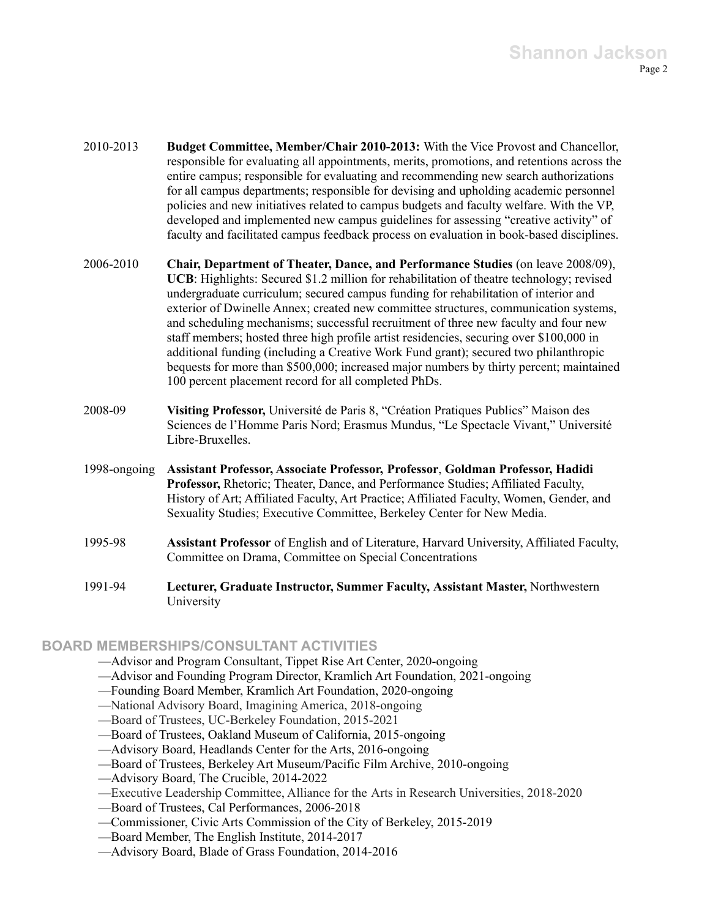2010-2013 **Budget Committee, Member/Chair 2010-2013:** With the Vice Provost and Chancellor, responsible for evaluating all appointments, merits, promotions, and retentions across the entire campus; responsible for evaluating and recommending new search authorizations for all campus departments; responsible for devising and upholding academic personnel policies and new initiatives related to campus budgets and faculty welfare. With the VP, developed and implemented new campus guidelines for assessing "creative activity" of faculty and facilitated campus feedback process on evaluation in book-based disciplines.

2006-2010 **Chair, Department of Theater, Dance, and Performance Studies** (on leave 2008/09), **UCB**: Highlights: Secured $1.2 million for rehabilitation of theatre technology; revised undergraduate curriculum; secured campus funding for rehabilitation of interior and exterior of Dwinelle Annex; created new committee structures, communication systems, and scheduling mechanisms; successful recruitment of three new faculty and four new staff members; hosted three high profile artist residencies, securing over $100,000 in additional funding (including a Creative Work Fund grant); secured two philanthropic bequests for more than $500,000; increased major numbers by thirty percent; maintained 100 percent placement record for all completed PhDs.

2008-09 **Visiting Professor,** Université de Paris 8, "Création Pratiques Publics" Maison des Sciences de l'Homme Paris Nord; Erasmus Mundus, "Le Spectacle Vivant," Université Libre-Bruxelles.

1998-ongoing **Assistant Professor, Associate Professor, Professor**, **Goldman Professor, Hadidi Professor,** Rhetoric; Theater, Dance, and Performance Studies; Affiliated Faculty, History of Art; Affiliated Faculty, Art Practice; Affiliated Faculty, Women, Gender, and Sexuality Studies; Executive Committee, Berkeley Center for New Media.

1995-98 **Assistant Professor** of English and of Literature, Harvard University, Affiliated Faculty, Committee on Drama, Committee on Special Concentrations

1991-94 **Lecturer, Graduate Instructor, Summer Faculty, Assistant Master,** Northwestern University

## BOARD MEMBERSHIPS/CONSULTANT ACTIVITIES

—Advisor and Program Consultant, Tippet Rise Art Center, 2020-ongoing
—Advisor and Founding Program Director, Kramlich Art Foundation, 2021-ongoing
—Founding Board Member, Kramlich Art Foundation, 2020-ongoing
—National Advisory Board, Imagining America, 2018-ongoing
—Board of Trustees, UC-Berkeley Foundation, 2015-2021
—Board of Trustees, Oakland Museum of California, 2015-ongoing
—Advisory Board, Headlands Center for the Arts, 2016-ongoing
—Board of Trustees, Berkeley Art Museum/Pacific Film Archive, 2010-ongoing
—Advisory Board, The Crucible, 2014-2022
—Executive Leadership Committee, Alliance for the Arts in Research Universities, 2018-2020
—Board of Trustees, Cal Performances, 2006-2018
—Commissioner, Civic Arts Commission of the City of Berkeley, 2015-2019
—Board Member, The English Institute, 2014-2017
—Advisory Board, Blade of Grass Foundation, 2014-2016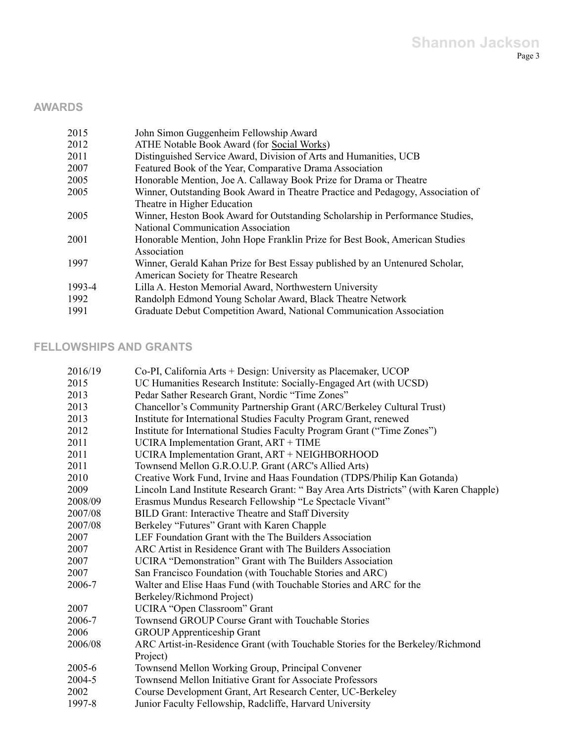## AWARDS

| | |
|---|---|
| 2015 | John Simon Guggenheim Fellowship Award |
| 2012 | ATHE Notable Book Award (for Social Works) |
| 2011 | Distinguished Service Award, Division of Arts and Humanities, UCB |
| 2007 | Featured Book of the Year, Comparative Drama Association |
| 2005 | Honorable Mention, Joe A. Callaway Book Prize for Drama or Theatre |
| 2005 | Winner, Outstanding Book Award in Theatre Practice and Pedagogy, Association of Theatre in Higher Education |
| 2005 | Winner, Heston Book Award for Outstanding Scholarship in Performance Studies, National Communication Association |
| 2001 | Honorable Mention, John Hope Franklin Prize for Best Book, American Studies Association |
| 1997 | Winner, Gerald Kahan Prize for Best Essay published by an Untenured Scholar, American Society for Theatre Research |
| 1993-4 | Lilla A. Heston Memorial Award, Northwestern University |
| 1992 | Randolph Edmond Young Scholar Award, Black Theatre Network |
| 1991 | Graduate Debut Competition Award, National Communication Association |

## FELLOWSHIPS AND GRANTS

| | |
|---|---|
| 2016/19 | Co-PI, California Arts + Design: University as Placemaker, UCOP |
| 2015 | UC Humanities Research Institute: Socially-Engaged Art (with UCSD) |
| 2013 | Pedar Sather Research Grant, Nordic "Time Zones" |
| 2013 | Chancellor's Community Partnership Grant (ARC/Berkeley Cultural Trust) |
| 2013 | Institute for International Studies Faculty Program Grant, renewed |
| 2012 | Institute for International Studies Faculty Program Grant ("Time Zones") |
| 2011 | UCIRA Implementation Grant, ART + TIME |
| 2011 | UCIRA Implementation Grant, ART + NEIGHBORHOOD |
| 2011 | Townsend Mellon G.R.O.U.P. Grant (ARC's Allied Arts) |
| 2010 | Creative Work Fund, Irvine and Haas Foundation (TDPS/Philip Kan Gotanda) |
| 2009 | Lincoln Land Institute Research Grant: " Bay Area Arts Districts" (with Karen Chapple) |
| 2008/09 | Erasmus Mundus Research Fellowship "Le Spectacle Vivant" |
| 2007/08 | BILD Grant: Interactive Theatre and Staff Diversity |
| 2007/08 | Berkeley "Futures" Grant with Karen Chapple |
| 2007 | LEF Foundation Grant with the The Builders Association |
| 2007 | ARC Artist in Residence Grant with The Builders Association |
| 2007 | UCIRA "Demonstration" Grant with The Builders Association |
| 2007 | San Francisco Foundation (with Touchable Stories and ARC) |
| 2006-7 | Walter and Elise Haas Fund (with Touchable Stories and ARC for the Berkeley/Richmond Project) |
| 2007 | UCIRA "Open Classroom" Grant |
| 2006-7 | Townsend GROUP Course Grant with Touchable Stories |
| 2006 | GROUP Apprenticeship Grant |
| 2006/08 | ARC Artist-in-Residence Grant (with Touchable Stories for the Berkeley/Richmond Project) |
| 2005-6 | Townsend Mellon Working Group, Principal Convener |
| 2004-5 | Townsend Mellon Initiative Grant for Associate Professors |
| 2002 | Course Development Grant, Art Research Center, UC-Berkeley |
| 1997-8 | Junior Faculty Fellowship, Radcliffe, Harvard University |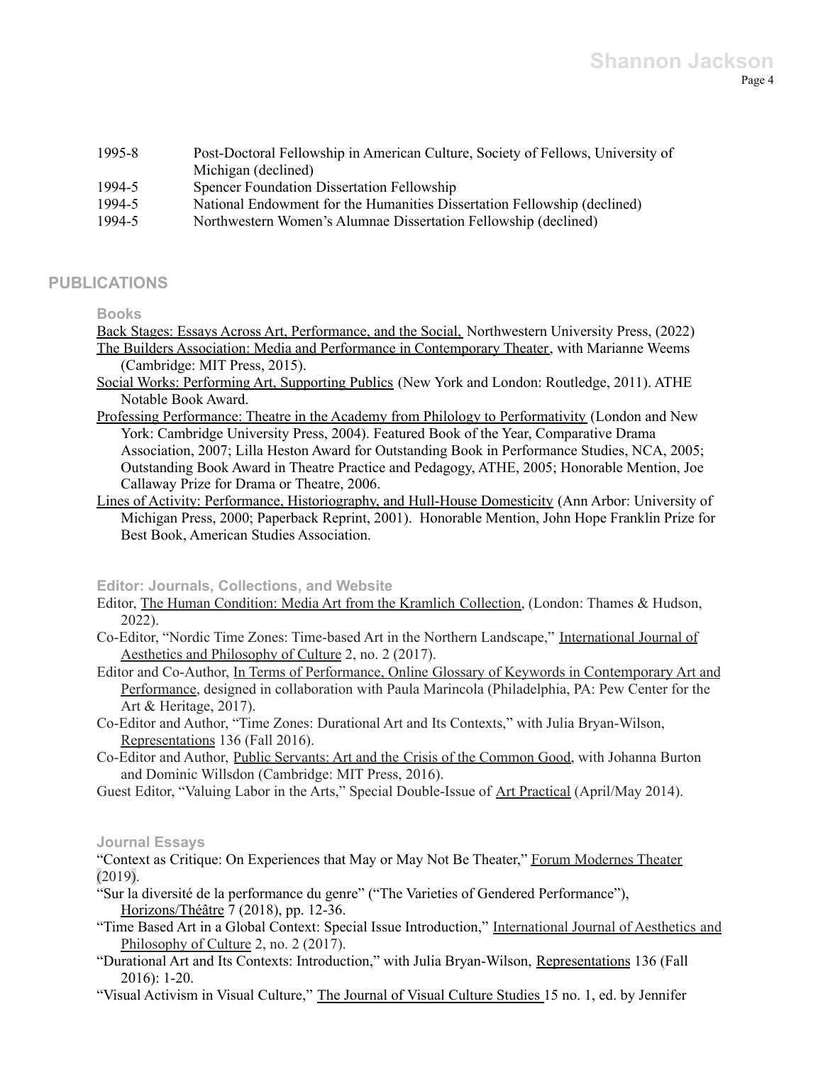| | |
|---|---|
| 1995-8 | Post-Doctoral Fellowship in American Culture, Society of Fellows, University of Michigan (declined) |
| 1994-5 | Spencer Foundation Dissertation Fellowship |
| 1994-5 | National Endowment for the Humanities Dissertation Fellowship (declined) |
| 1994-5 | Northwestern Women's Alumnae Dissertation Fellowship (declined) |

## PUBLICATIONS

### Books

Back Stages: Essays Across Art, Performance, and the Social, Northwestern University Press, (2022)

The Builders Association: Media and Performance in Contemporary Theater, with Marianne Weems (Cambridge: MIT Press, 2015).

Social Works: Performing Art, Supporting Publics (New York and London: Routledge, 2011). ATHE Notable Book Award.

Professing Performance: Theatre in the Academy from Philology to Performativity (London and New York: Cambridge University Press, 2004). Featured Book of the Year, Comparative Drama Association, 2007; Lilla Heston Award for Outstanding Book in Performance Studies, NCA, 2005; Outstanding Book Award in Theatre Practice and Pedagogy, ATHE, 2005; Honorable Mention, Joe Callaway Prize for Drama or Theatre, 2006.

Lines of Activity: Performance, Historiography, and Hull-House Domesticity (Ann Arbor: University of Michigan Press, 2000; Paperback Reprint, 2001). Honorable Mention, John Hope Franklin Prize for Best Book, American Studies Association.

### Editor: Journals, Collections, and Website

Editor, The Human Condition: Media Art from the Kramlich Collection, (London: Thames & Hudson, 2022).

Co-Editor, "Nordic Time Zones: Time-based Art in the Northern Landscape," International Journal of Aesthetics and Philosophy of Culture 2, no. 2 (2017).

Editor and Co-Author, In Terms of Performance, Online Glossary of Keywords in Contemporary Art and Performance, designed in collaboration with Paula Marincola (Philadelphia, PA: Pew Center for the Art & Heritage, 2017).

Co-Editor and Author, "Time Zones: Durational Art and Its Contexts," with Julia Bryan-Wilson, Representations 136 (Fall 2016).

Co-Editor and Author, Public Servants: Art and the Crisis of the Common Good, with Johanna Burton and Dominic Willsdon (Cambridge: MIT Press, 2016).

Guest Editor, "Valuing Labor in the Arts," Special Double-Issue of Art Practical (April/May 2014).

### Journal Essays

"Context as Critique: On Experiences that May or May Not Be Theater," Forum Modernes Theater (2019).

"Sur la diversité de la performance du genre" ("The Varieties of Gendered Performance"), Horizons/Théâtre 7 (2018), pp. 12-36.

"Time Based Art in a Global Context: Special Issue Introduction," International Journal of Aesthetics and Philosophy of Culture 2, no. 2 (2017).

"Durational Art and Its Contexts: Introduction," with Julia Bryan-Wilson, Representations 136 (Fall 2016): 1-20.

"Visual Activism in Visual Culture," The Journal of Visual Culture Studies 15 no. 1, ed. by Jennifer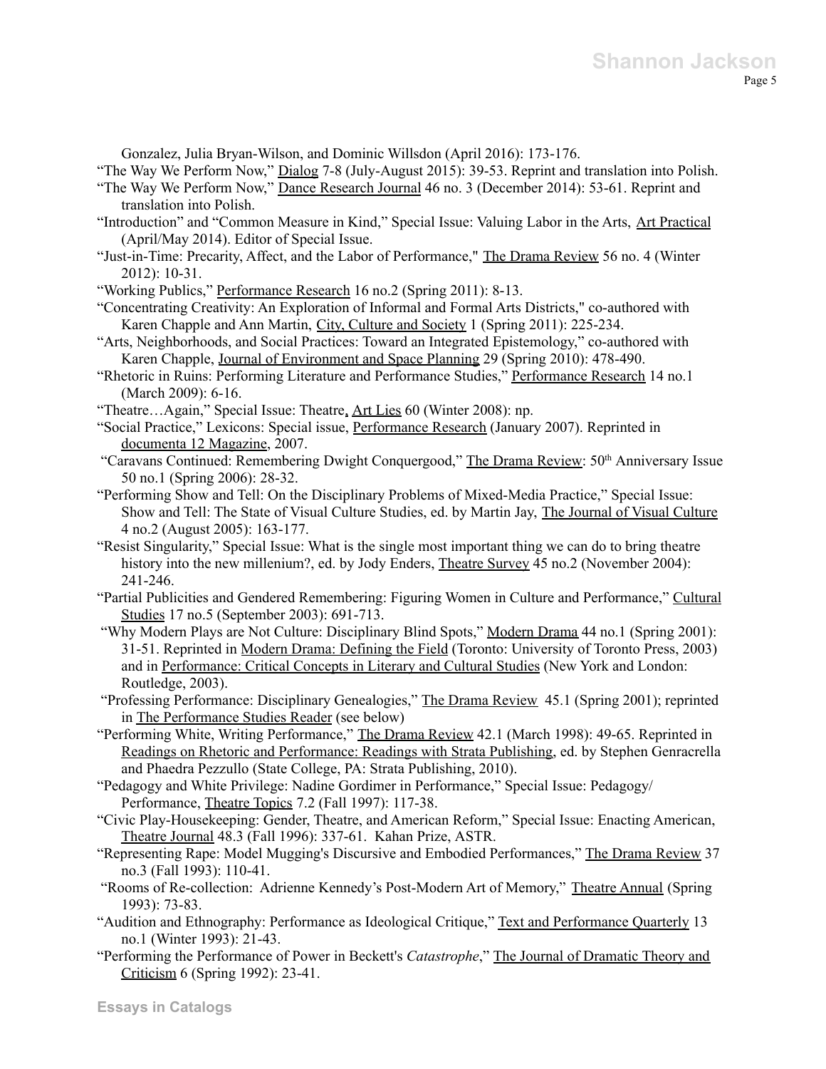Gonzalez, Julia Bryan-Wilson, and Dominic Willsdon (April 2016): 173-176.

"The Way We Perform Now," Dialog 7-8 (July-August 2015): 39-53. Reprint and translation into Polish.

"The Way We Perform Now," Dance Research Journal 46 no. 3 (December 2014): 53-61. Reprint and translation into Polish.

"Introduction" and "Common Measure in Kind," Special Issue: Valuing Labor in the Arts, Art Practical (April/May 2014). Editor of Special Issue.

"Just-in-Time: Precarity, Affect, and the Labor of Performance," The Drama Review 56 no. 4 (Winter 2012): 10-31.

"Working Publics," Performance Research 16 no.2 (Spring 2011): 8-13.

"Concentrating Creativity: An Exploration of Informal and Formal Arts Districts," co-authored with Karen Chapple and Ann Martin, City, Culture and Society 1 (Spring 2011): 225-234.

"Arts, Neighborhoods, and Social Practices: Toward an Integrated Epistemology," co-authored with Karen Chapple, Journal of Environment and Space Planning 29 (Spring 2010): 478-490.

"Rhetoric in Ruins: Performing Literature and Performance Studies," Performance Research 14 no.1 (March 2009): 6-16.

"Theatre…Again," Special Issue: Theatre, Art Lies 60 (Winter 2008): np.

"Social Practice," Lexicons: Special issue, Performance Research (January 2007). Reprinted in documenta 12 Magazine, 2007.

"Caravans Continued: Remembering Dwight Conquergood," The Drama Review: 50th Anniversary Issue 50 no.1 (Spring 2006): 28-32.

"Performing Show and Tell: On the Disciplinary Problems of Mixed-Media Practice," Special Issue: Show and Tell: The State of Visual Culture Studies, ed. by Martin Jay, The Journal of Visual Culture 4 no.2 (August 2005): 163-177.

"Resist Singularity," Special Issue: What is the single most important thing we can do to bring theatre history into the new millenium?, ed. by Jody Enders, Theatre Survey 45 no.2 (November 2004): 241-246.

"Partial Publicities and Gendered Remembering: Figuring Women in Culture and Performance," Cultural Studies 17 no.5 (September 2003): 691-713.

"Why Modern Plays are Not Culture: Disciplinary Blind Spots," Modern Drama 44 no.1 (Spring 2001): 31-51. Reprinted in Modern Drama: Defining the Field (Toronto: University of Toronto Press, 2003) and in Performance: Critical Concepts in Literary and Cultural Studies (New York and London: Routledge, 2003).

"Professing Performance: Disciplinary Genealogies," The Drama Review 45.1 (Spring 2001); reprinted in The Performance Studies Reader (see below)

"Performing White, Writing Performance," The Drama Review 42.1 (March 1998): 49-65. Reprinted in Readings on Rhetoric and Performance: Readings with Strata Publishing, ed. by Stephen Genracrella and Phaedra Pezzullo (State College, PA: Strata Publishing, 2010).

"Pedagogy and White Privilege: Nadine Gordimer in Performance," Special Issue: Pedagogy/ Performance, Theatre Topics 7.2 (Fall 1997): 117-38.

"Civic Play-Housekeeping: Gender, Theatre, and American Reform," Special Issue: Enacting American, Theatre Journal 48.3 (Fall 1996): 337-61. Kahan Prize, ASTR.

"Representing Rape: Model Mugging's Discursive and Embodied Performances," The Drama Review 37 no.3 (Fall 1993): 110-41.

"Rooms of Re-collection: Adrienne Kennedy's Post-Modern Art of Memory," Theatre Annual (Spring 1993): 73-83.

"Audition and Ethnography: Performance as Ideological Critique," Text and Performance Quarterly 13 no.1 (Winter 1993): 21-43.

"Performing the Performance of Power in Beckett's *Catastrophe*," The Journal of Dramatic Theory and Criticism 6 (Spring 1992): 23-41.

### Essays in Catalogs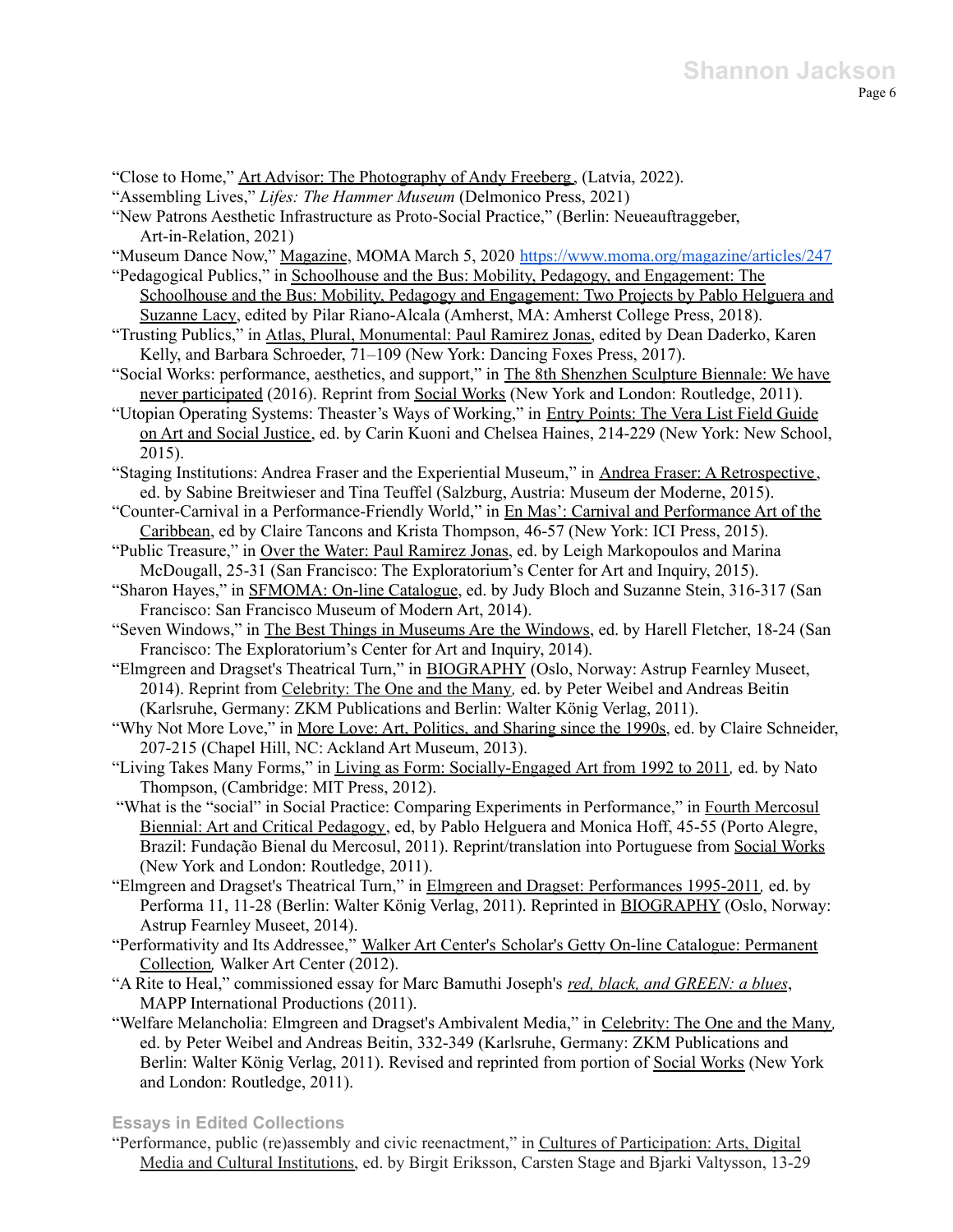"Close to Home," Art Advisor: The Photography of Andy Freeberg, (Latvia, 2022).

"Assembling Lives," *Lifes: The Hammer Museum* (Delmonico Press, 2021)

"New Patrons Aesthetic Infrastructure as Proto-Social Practice," (Berlin: Neueauftraggeber, Art-in-Relation, 2021)

"Museum Dance Now," Magazine, MOMA March 5, 2020 https://www.moma.org/magazine/articles/247

"Pedagogical Publics," in Schoolhouse and the Bus: Mobility, Pedagogy, and Engagement: The Schoolhouse and the Bus: Mobility, Pedagogy and Engagement: Two Projects by Pablo Helguera and Suzanne Lacy, edited by Pilar Riano-Alcala (Amherst, MA: Amherst College Press, 2018).

"Trusting Publics," in Atlas, Plural, Monumental: Paul Ramirez Jonas, edited by Dean Daderko, Karen Kelly, and Barbara Schroeder, 71–109 (New York: Dancing Foxes Press, 2017).

"Social Works: performance, aesthetics, and support," in The 8th Shenzhen Sculpture Biennale: We have never participated (2016). Reprint from Social Works (New York and London: Routledge, 2011).

"Utopian Operating Systems: Theaster's Ways of Working," in Entry Points: The Vera List Field Guide on Art and Social Justice, ed. by Carin Kuoni and Chelsea Haines, 214-229 (New York: New School, 2015).

"Staging Institutions: Andrea Fraser and the Experiential Museum," in Andrea Fraser: A Retrospective, ed. by Sabine Breitwieser and Tina Teuffel (Salzburg, Austria: Museum der Moderne, 2015).

"Counter-Carnival in a Performance-Friendly World," in En Mas': Carnival and Performance Art of the Caribbean, ed by Claire Tancons and Krista Thompson, 46-57 (New York: ICI Press, 2015).

"Public Treasure," in Over the Water: Paul Ramirez Jonas, ed. by Leigh Markopoulos and Marina McDougall, 25-31 (San Francisco: The Exploratorium's Center for Art and Inquiry, 2015).

"Sharon Hayes," in SFMOMA: On-line Catalogue, ed. by Judy Bloch and Suzanne Stein, 316-317 (San Francisco: San Francisco Museum of Modern Art, 2014).

"Seven Windows," in The Best Things in Museums Are the Windows, ed. by Harell Fletcher, 18-24 (San Francisco: The Exploratorium's Center for Art and Inquiry, 2014).

"Elmgreen and Dragset's Theatrical Turn," in BIOGRAPHY (Oslo, Norway: Astrup Fearnley Museet, 2014). Reprint from Celebrity: The One and the Many, ed. by Peter Weibel and Andreas Beitin (Karlsruhe, Germany: ZKM Publications and Berlin: Walter König Verlag, 2011).

"Why Not More Love," in More Love: Art, Politics, and Sharing since the 1990s, ed. by Claire Schneider, 207-215 (Chapel Hill, NC: Ackland Art Museum, 2013).

"Living Takes Many Forms," in Living as Form: Socially-Engaged Art from 1992 to 2011, ed. by Nato Thompson, (Cambridge: MIT Press, 2012).

"What is the "social" in Social Practice: Comparing Experiments in Performance," in Fourth Mercosul Biennial: Art and Critical Pedagogy, ed, by Pablo Helguera and Monica Hoff, 45-55 (Porto Alegre, Brazil: Fundação Bienal du Mercosul, 2011). Reprint/translation into Portuguese from Social Works (New York and London: Routledge, 2011).

"Elmgreen and Dragset's Theatrical Turn," in Elmgreen and Dragset: Performances 1995-2011, ed. by Performa 11, 11-28 (Berlin: Walter König Verlag, 2011). Reprinted in BIOGRAPHY (Oslo, Norway: Astrup Fearnley Museet, 2014).

"Performativity and Its Addressee," Walker Art Center's Scholar's Getty On-line Catalogue: Permanent Collection, Walker Art Center (2012).

"A Rite to Heal," commissioned essay for Marc Bamuthi Joseph's *red, black, and GREEN: a blues*, MAPP International Productions (2011).

"Welfare Melancholia: Elmgreen and Dragset's Ambivalent Media," in Celebrity: The One and the Many, ed. by Peter Weibel and Andreas Beitin, 332-349 (Karlsruhe, Germany: ZKM Publications and Berlin: Walter König Verlag, 2011). Revised and reprinted from portion of Social Works (New York and London: Routledge, 2011).

### Essays in Edited Collections

"Performance, public (re)assembly and civic reenactment," in Cultures of Participation: Arts, Digital Media and Cultural Institutions, ed. by Birgit Eriksson, Carsten Stage and Bjarki Valtysson, 13-29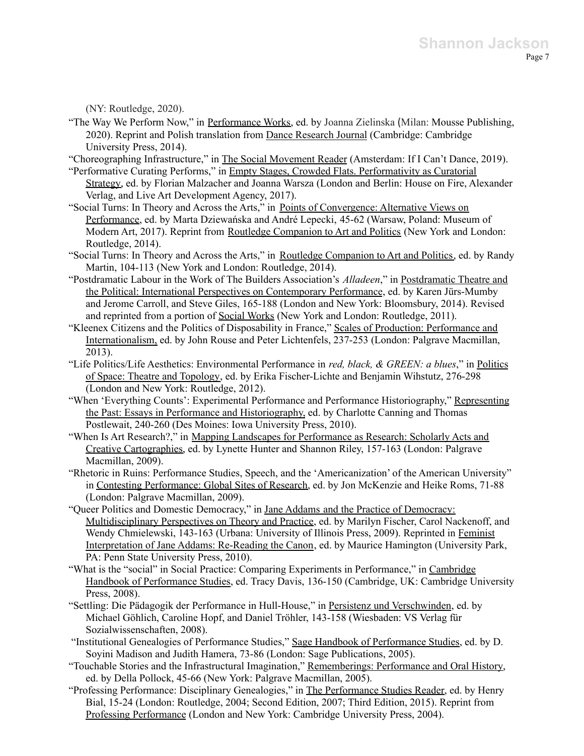(NY: Routledge, 2020).

"The Way We Perform Now," in Performance Works, ed. by Joanna Zielinska (Milan: Mousse Publishing, 2020). Reprint and Polish translation from Dance Research Journal (Cambridge: Cambridge University Press, 2014).

"Choreographing Infrastructure," in The Social Movement Reader (Amsterdam: If I Can't Dance, 2019).

"Performative Curating Performs," in Empty Stages, Crowded Flats. Performativity as Curatorial Strategy, ed. by Florian Malzacher and Joanna Warsza (London and Berlin: House on Fire, Alexander Verlag, and Live Art Development Agency, 2017).

"Social Turns: In Theory and Across the Arts," in Points of Convergence: Alternative Views on Performance, ed. by Marta Dziewańska and André Lepecki, 45-62 (Warsaw, Poland: Museum of Modern Art, 2017). Reprint from Routledge Companion to Art and Politics (New York and London: Routledge, 2014).

"Social Turns: In Theory and Across the Arts," in Routledge Companion to Art and Politics, ed. by Randy Martin, 104-113 (New York and London: Routledge, 2014).

"Postdramatic Labour in the Work of The Builders Association's *Alladeen*," in Postdramatic Theatre and the Political: International Perspectives on Contemporary Performance, ed. by Karen Jürs-Mumby and Jerome Carroll, and Steve Giles, 165-188 (London and New York: Bloomsbury, 2014). Revised and reprinted from a portion of Social Works (New York and London: Routledge, 2011).

"Kleenex Citizens and the Politics of Disposability in France," Scales of Production: Performance and Internationalism, ed. by John Rouse and Peter Lichtenfels, 237-253 (London: Palgrave Macmillan, 2013).

"Life Politics/Life Aesthetics: Environmental Performance in *red, black, & GREEN: a blues*," in Politics of Space: Theatre and Topology, ed. by Erika Fischer-Lichte and Benjamin Wihstutz, 276-298 (London and New York: Routledge, 2012).

"When 'Everything Counts': Experimental Performance and Performance Historiography," Representing the Past: Essays in Performance and Historiography, ed. by Charlotte Canning and Thomas Postlewait, 240-260 (Des Moines: Iowa University Press, 2010).

"When Is Art Research?," in Mapping Landscapes for Performance as Research: Scholarly Acts and Creative Cartographies, ed. by Lynette Hunter and Shannon Riley, 157-163 (London: Palgrave Macmillan, 2009).

"Rhetoric in Ruins: Performance Studies, Speech, and the 'Americanization' of the American University" in Contesting Performance: Global Sites of Research, ed. by Jon McKenzie and Heike Roms, 71-88 (London: Palgrave Macmillan, 2009).

"Queer Politics and Domestic Democracy," in Jane Addams and the Practice of Democracy: Multidisciplinary Perspectives on Theory and Practice, ed. by Marilyn Fischer, Carol Nackenoff, and Wendy Chmielewski, 143-163 (Urbana: University of Illinois Press, 2009). Reprinted in Feminist Interpretation of Jane Addams: Re-Reading the Canon, ed. by Maurice Hamington (University Park, PA: Penn State University Press, 2010).

"What is the "social" in Social Practice: Comparing Experiments in Performance," in Cambridge Handbook of Performance Studies, ed. Tracy Davis, 136-150 (Cambridge, UK: Cambridge University Press, 2008).

"Settling: Die Pädagogik der Performance in Hull-House," in Persistenz und Verschwinden, ed. by Michael Göhlich, Caroline Hopf, and Daniel Tröhler, 143-158 (Wiesbaden: VS Verlag für Sozialwissenschaften, 2008).

"Institutional Genealogies of Performance Studies," Sage Handbook of Performance Studies, ed. by D. Soyini Madison and Judith Hamera, 73-86 (London: Sage Publications, 2005).

"Touchable Stories and the Infrastructural Imagination," Rememberings: Performance and Oral History, ed. by Della Pollock, 45-66 (New York: Palgrave Macmillan, 2005).

"Professing Performance: Disciplinary Genealogies," in The Performance Studies Reader, ed. by Henry Bial, 15-24 (London: Routledge, 2004; Second Edition, 2007; Third Edition, 2015). Reprint from Professing Performance (London and New York: Cambridge University Press, 2004).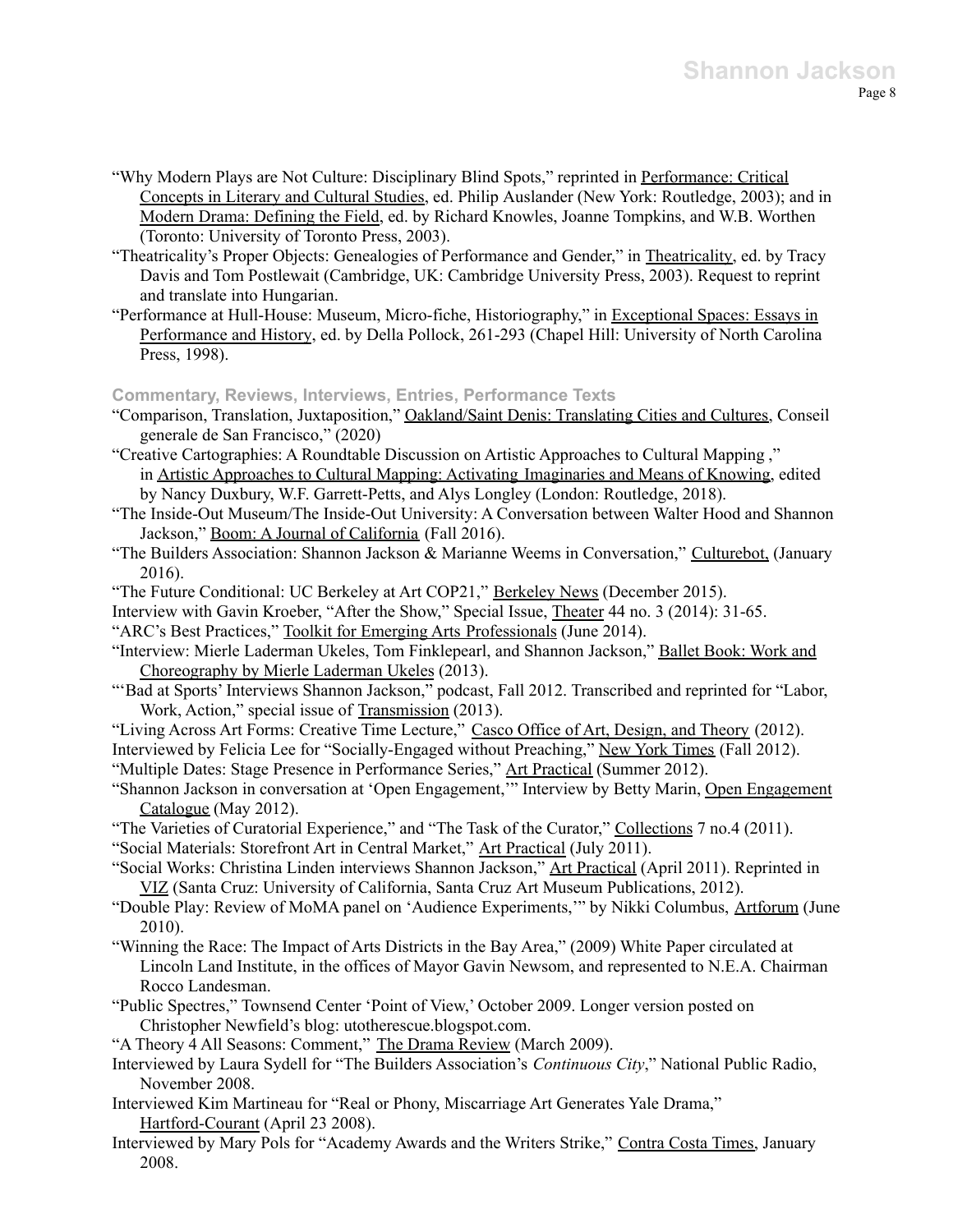"Why Modern Plays are Not Culture: Disciplinary Blind Spots," reprinted in Performance: Critical Concepts in Literary and Cultural Studies, ed. Philip Auslander (New York: Routledge, 2003); and in Modern Drama: Defining the Field, ed. by Richard Knowles, Joanne Tompkins, and W.B. Worthen (Toronto: University of Toronto Press, 2003).

"Theatricality's Proper Objects: Genealogies of Performance and Gender," in Theatricality, ed. by Tracy Davis and Tom Postlewait (Cambridge, UK: Cambridge University Press, 2003). Request to reprint and translate into Hungarian.

"Performance at Hull-House: Museum, Micro-fiche, Historiography," in Exceptional Spaces: Essays in Performance and History, ed. by Della Pollock, 261-293 (Chapel Hill: University of North Carolina Press, 1998).

### Commentary, Reviews, Interviews, Entries, Performance Texts

"Comparison, Translation, Juxtaposition," Oakland/Saint Denis: Translating Cities and Cultures, Conseil generale de San Francisco," (2020)

"Creative Cartographies: A Roundtable Discussion on Artistic Approaches to Cultural Mapping ," in Artistic Approaches to Cultural Mapping: Activating Imaginaries and Means of Knowing, edited by Nancy Duxbury, W.F. Garrett-Petts, and Alys Longley (London: Routledge, 2018).

"The Inside-Out Museum/The Inside-Out University: A Conversation between Walter Hood and Shannon Jackson," Boom: A Journal of California (Fall 2016).

"The Builders Association: Shannon Jackson & Marianne Weems in Conversation," Culturebot, (January 2016).

"The Future Conditional: UC Berkeley at Art COP21," Berkeley News (December 2015).

Interview with Gavin Kroeber, "After the Show," Special Issue, Theater 44 no. 3 (2014): 31-65.

"ARC's Best Practices," Toolkit for Emerging Arts Professionals (June 2014).

"Interview: Mierle Laderman Ukeles, Tom Finklepearl, and Shannon Jackson," Ballet Book: Work and Choreography by Mierle Laderman Ukeles (2013).

"'Bad at Sports' Interviews Shannon Jackson," podcast, Fall 2012. Transcribed and reprinted for "Labor, Work, Action," special issue of Transmission (2013).

"Living Across Art Forms: Creative Time Lecture," Casco Office of Art, Design, and Theory (2012).

Interviewed by Felicia Lee for "Socially-Engaged without Preaching," New York Times (Fall 2012).

"Multiple Dates: Stage Presence in Performance Series," Art Practical (Summer 2012).

"Shannon Jackson in conversation at 'Open Engagement,'" Interview by Betty Marin, Open Engagement Catalogue (May 2012).

"The Varieties of Curatorial Experience," and "The Task of the Curator," Collections 7 no.4 (2011).

"Social Materials: Storefront Art in Central Market," Art Practical (July 2011).

"Social Works: Christina Linden interviews Shannon Jackson," Art Practical (April 2011). Reprinted in VIZ (Santa Cruz: University of California, Santa Cruz Art Museum Publications, 2012).

"Double Play: Review of MoMA panel on 'Audience Experiments,'" by Nikki Columbus, Artforum (June 2010).

"Winning the Race: The Impact of Arts Districts in the Bay Area," (2009) White Paper circulated at Lincoln Land Institute, in the offices of Mayor Gavin Newsom, and represented to N.E.A. Chairman Rocco Landesman.

"Public Spectres," Townsend Center 'Point of View,' October 2009. Longer version posted on Christopher Newfield's blog: utotherescue.blogspot.com.

"A Theory 4 All Seasons: Comment," The Drama Review (March 2009).

Interviewed by Laura Sydell for "The Builders Association's *Continuous City*," National Public Radio, November 2008.

Interviewed Kim Martineau for "Real or Phony, Miscarriage Art Generates Yale Drama," Hartford-Courant (April 23 2008).

Interviewed by Mary Pols for "Academy Awards and the Writers Strike," Contra Costa Times, January 2008.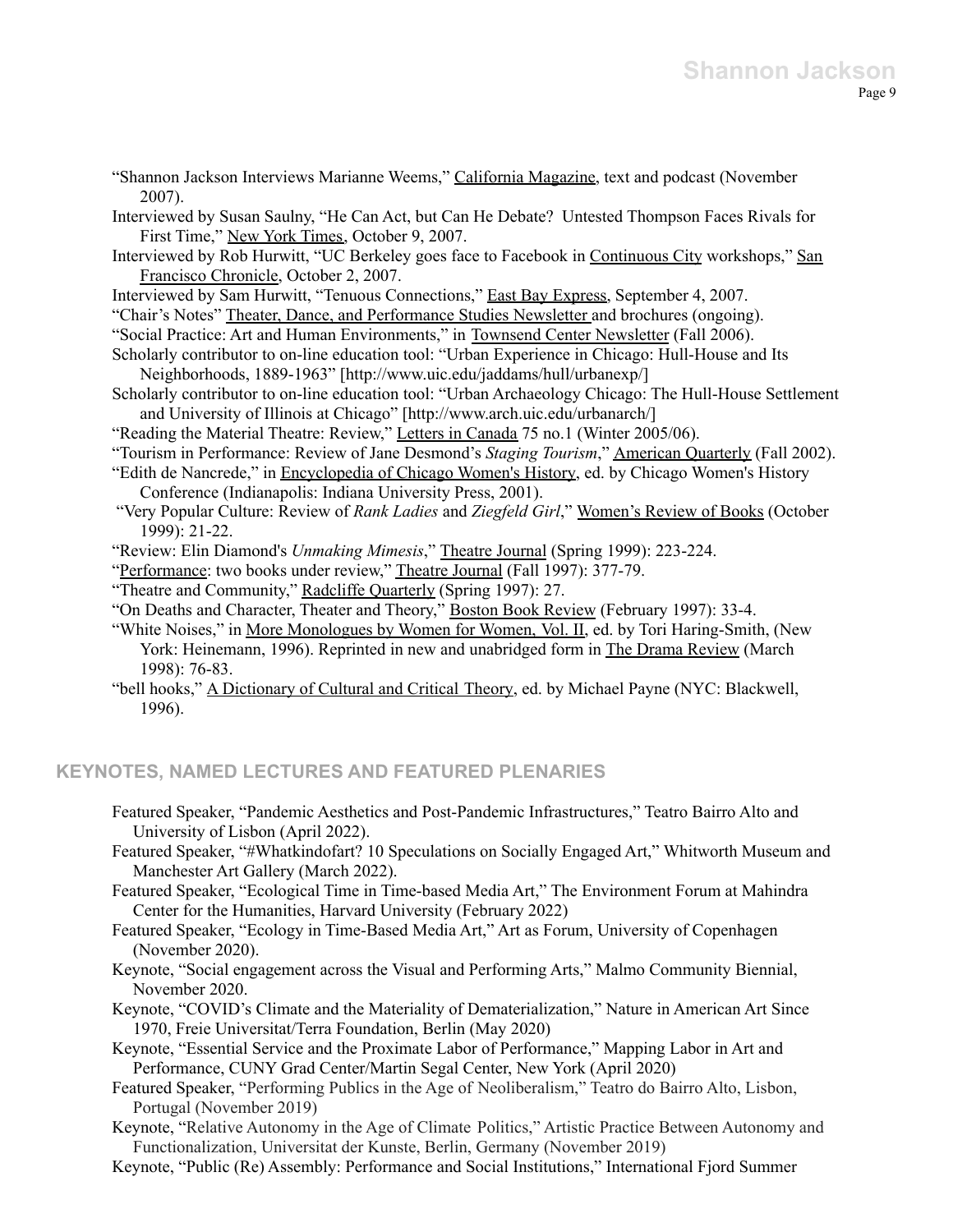"Shannon Jackson Interviews Marianne Weems," California Magazine, text and podcast (November 2007).

Interviewed by Susan Saulny, "He Can Act, but Can He Debate? Untested Thompson Faces Rivals for First Time," New York Times, October 9, 2007.

Interviewed by Rob Hurwitt, "UC Berkeley goes face to Facebook in Continuous City workshops," San Francisco Chronicle, October 2, 2007.

Interviewed by Sam Hurwitt, "Tenuous Connections," East Bay Express, September 4, 2007.

"Chair's Notes" Theater, Dance, and Performance Studies Newsletter and brochures (ongoing).

"Social Practice: Art and Human Environments," in Townsend Center Newsletter (Fall 2006).

Scholarly contributor to on-line education tool: "Urban Experience in Chicago: Hull-House and Its Neighborhoods, 1889-1963" [http://www.uic.edu/jaddams/hull/urbanexp/]

Scholarly contributor to on-line education tool: "Urban Archaeology Chicago: The Hull-House Settlement and University of Illinois at Chicago" [http://www.arch.uic.edu/urbanarch/]

"Reading the Material Theatre: Review," Letters in Canada 75 no.1 (Winter 2005/06).

"Tourism in Performance: Review of Jane Desmond's *Staging Tourism*," American Quarterly (Fall 2002).

"Edith de Nancrede," in Encyclopedia of Chicago Women's History, ed. by Chicago Women's History Conference (Indianapolis: Indiana University Press, 2001).

"Very Popular Culture: Review of *Rank Ladies* and *Ziegfeld Girl*," Women's Review of Books (October 1999): 21-22.

"Review: Elin Diamond's *Unmaking Mimesis*," Theatre Journal (Spring 1999): 223-224.

"Performance: two books under review," Theatre Journal (Fall 1997): 377-79.

"Theatre and Community," Radcliffe Quarterly (Spring 1997): 27.

"On Deaths and Character, Theater and Theory," Boston Book Review (February 1997): 33-4.

"White Noises," in More Monologues by Women for Women, Vol. II, ed. by Tori Haring-Smith, (New York: Heinemann, 1996). Reprinted in new and unabridged form in The Drama Review (March 1998): 76-83.

"bell hooks," A Dictionary of Cultural and Critical Theory, ed. by Michael Payne (NYC: Blackwell, 1996).

## KEYNOTES, NAMED LECTURES AND FEATURED PLENARIES

Featured Speaker, "Pandemic Aesthetics and Post-Pandemic Infrastructures," Teatro Bairro Alto and University of Lisbon (April 2022).

Featured Speaker, "#Whatkindofart? 10 Speculations on Socially Engaged Art," Whitworth Museum and Manchester Art Gallery (March 2022).

Featured Speaker, "Ecological Time in Time-based Media Art," The Environment Forum at Mahindra Center for the Humanities, Harvard University (February 2022)

Featured Speaker, "Ecology in Time-Based Media Art," Art as Forum, University of Copenhagen (November 2020).

Keynote, "Social engagement across the Visual and Performing Arts," Malmo Community Biennial, November 2020.

Keynote, "COVID's Climate and the Materiality of Dematerialization," Nature in American Art Since 1970, Freie Universitat/Terra Foundation, Berlin (May 2020)

Keynote, "Essential Service and the Proximate Labor of Performance," Mapping Labor in Art and Performance, CUNY Grad Center/Martin Segal Center, New York (April 2020)

Featured Speaker, "Performing Publics in the Age of Neoliberalism," Teatro do Bairro Alto, Lisbon, Portugal (November 2019)

Keynote, "Relative Autonomy in the Age of Climate Politics," Artistic Practice Between Autonomy and Functionalization, Universitat der Kunste, Berlin, Germany (November 2019)

Keynote, "Public (Re) Assembly: Performance and Social Institutions," International Fjord Summer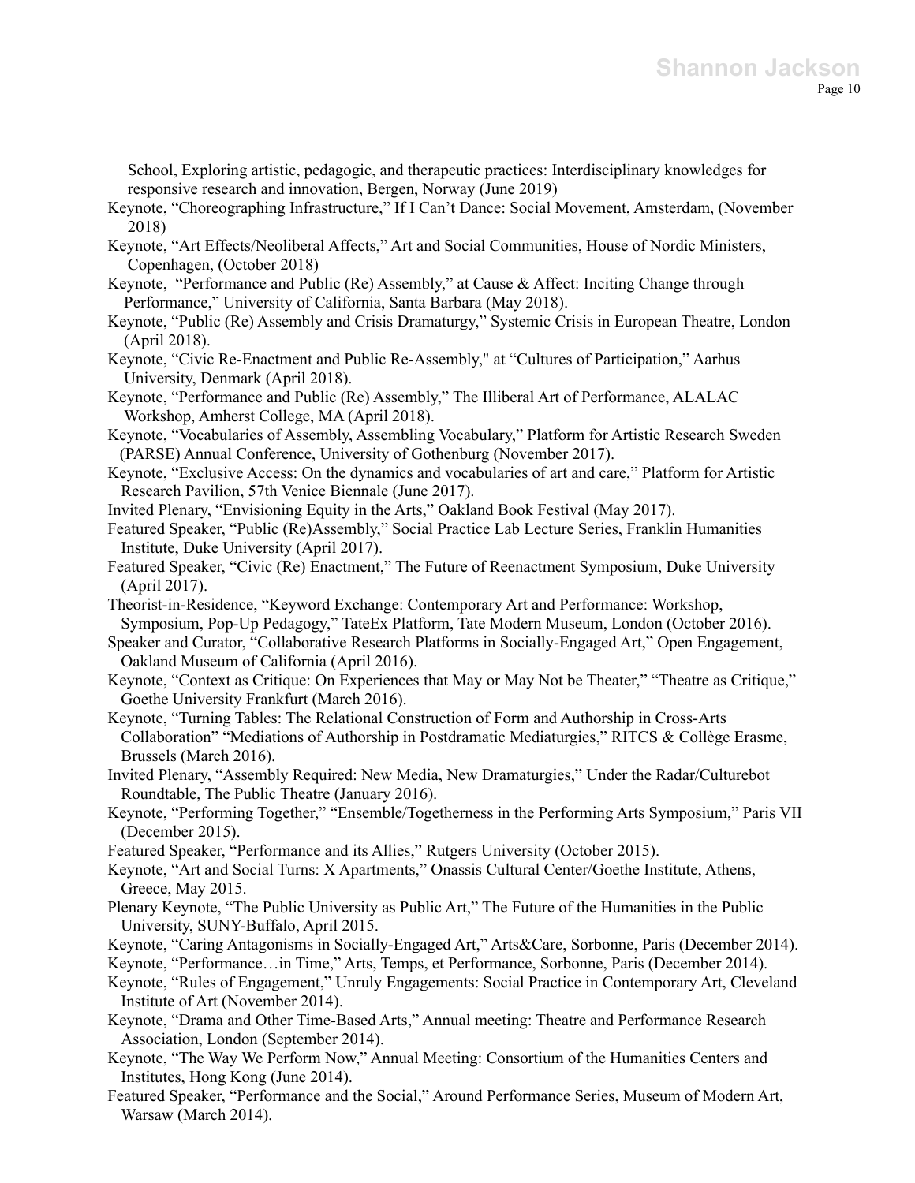School, Exploring artistic, pedagogic, and therapeutic practices: Interdisciplinary knowledges for responsive research and innovation, Bergen, Norway (June 2019)

Keynote, "Choreographing Infrastructure," If I Can't Dance: Social Movement, Amsterdam, (November 2018)

Keynote, "Art Effects/Neoliberal Affects," Art and Social Communities, House of Nordic Ministers, Copenhagen, (October 2018)

Keynote, "Performance and Public (Re) Assembly," at Cause & Affect: Inciting Change through Performance," University of California, Santa Barbara (May 2018).

Keynote, "Public (Re) Assembly and Crisis Dramaturgy," Systemic Crisis in European Theatre, London (April 2018).

Keynote, "Civic Re-Enactment and Public Re-Assembly," at "Cultures of Participation," Aarhus University, Denmark (April 2018).

Keynote, "Performance and Public (Re) Assembly," The Illiberal Art of Performance, ALALAC Workshop, Amherst College, MA (April 2018).

Keynote, "Vocabularies of Assembly, Assembling Vocabulary," Platform for Artistic Research Sweden (PARSE) Annual Conference, University of Gothenburg (November 2017).

Keynote, "Exclusive Access: On the dynamics and vocabularies of art and care," Platform for Artistic Research Pavilion, 57th Venice Biennale (June 2017).

Invited Plenary, "Envisioning Equity in the Arts," Oakland Book Festival (May 2017).

Featured Speaker, "Public (Re)Assembly," Social Practice Lab Lecture Series, Franklin Humanities Institute, Duke University (April 2017).

Featured Speaker, "Civic (Re) Enactment," The Future of Reenactment Symposium, Duke University (April 2017).

Theorist-in-Residence, "Keyword Exchange: Contemporary Art and Performance: Workshop, Symposium, Pop-Up Pedagogy," TateEx Platform, Tate Modern Museum, London (October 2016).

Speaker and Curator, "Collaborative Research Platforms in Socially-Engaged Art," Open Engagement, Oakland Museum of California (April 2016).

Keynote, "Context as Critique: On Experiences that May or May Not be Theater," "Theatre as Critique," Goethe University Frankfurt (March 2016).

Keynote, "Turning Tables: The Relational Construction of Form and Authorship in Cross-Arts Collaboration" "Mediations of Authorship in Postdramatic Mediaturgies," RITCS & Collège Erasme, Brussels (March 2016).

Invited Plenary, "Assembly Required: New Media, New Dramaturgies," Under the Radar/Culturebot Roundtable, The Public Theatre (January 2016).

Keynote, "Performing Together," "Ensemble/Togetherness in the Performing Arts Symposium," Paris VII (December 2015).

Featured Speaker, "Performance and its Allies," Rutgers University (October 2015).

Keynote, "Art and Social Turns: X Apartments," Onassis Cultural Center/Goethe Institute, Athens, Greece, May 2015.

Plenary Keynote, "The Public University as Public Art," The Future of the Humanities in the Public University, SUNY-Buffalo, April 2015.

Keynote, "Caring Antagonisms in Socially-Engaged Art," Arts&Care, Sorbonne, Paris (December 2014).

Keynote, "Performance…in Time," Arts, Temps, et Performance, Sorbonne, Paris (December 2014).

Keynote, "Rules of Engagement," Unruly Engagements: Social Practice in Contemporary Art, Cleveland Institute of Art (November 2014).

Keynote, "Drama and Other Time-Based Arts," Annual meeting: Theatre and Performance Research Association, London (September 2014).

Keynote, "The Way We Perform Now," Annual Meeting: Consortium of the Humanities Centers and Institutes, Hong Kong (June 2014).

Featured Speaker, "Performance and the Social," Around Performance Series, Museum of Modern Art, Warsaw (March 2014).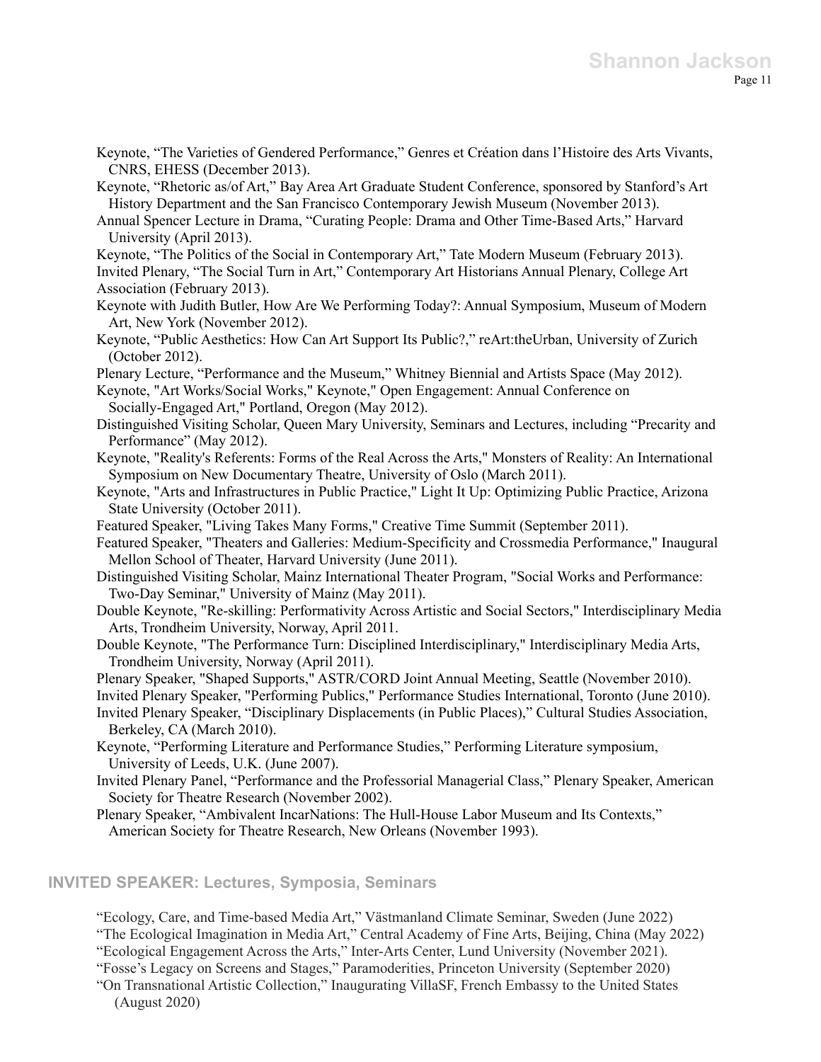Keynote, “The Varieties of Gendered Performance,” Genres et Création dans l’Histoire des Arts Vivants, CNRS, EHESS (December 2013).

Keynote, “Rhetoric as/of Art,” Bay Area Art Graduate Student Conference, sponsored by Stanford’s Art History Department and the San Francisco Contemporary Jewish Museum (November 2013).

Annual Spencer Lecture in Drama, “Curating People: Drama and Other Time-Based Arts,” Harvard University (April 2013).

Keynote, “The Politics of the Social in Contemporary Art,” Tate Modern Museum (February 2013).

Invited Plenary, “The Social Turn in Art,” Contemporary Art Historians Annual Plenary, College Art Association (February 2013).

Keynote with Judith Butler, How Are We Performing Today?: Annual Symposium, Museum of Modern Art, New York (November 2012).

Keynote, “Public Aesthetics: How Can Art Support Its Public?,” reArt:theUrban, University of Zurich (October 2012).

Plenary Lecture, “Performance and the Museum,” Whitney Biennial and Artists Space (May 2012).

Keynote, "Art Works/Social Works," Keynote," Open Engagement: Annual Conference on Socially-Engaged Art," Portland, Oregon (May 2012).

Distinguished Visiting Scholar, Queen Mary University, Seminars and Lectures, including “Precarity and Performance” (May 2012).

Keynote, "Reality's Referents: Forms of the Real Across the Arts," Monsters of Reality: An International Symposium on New Documentary Theatre, University of Oslo (March 2011).

Keynote, "Arts and Infrastructures in Public Practice," Light It Up: Optimizing Public Practice, Arizona State University (October 2011).

Featured Speaker, "Living Takes Many Forms," Creative Time Summit (September 2011).

Featured Speaker, "Theaters and Galleries: Medium-Specificity and Crossmedia Performance," Inaugural Mellon School of Theater, Harvard University (June 2011).

Distinguished Visiting Scholar, Mainz International Theater Program, "Social Works and Performance: Two-Day Seminar," University of Mainz (May 2011).

Double Keynote, "Re-skilling: Performativity Across Artistic and Social Sectors," Interdisciplinary Media Arts, Trondheim University, Norway, April 2011.

Double Keynote, "The Performance Turn: Disciplined Interdisciplinary," Interdisciplinary Media Arts, Trondheim University, Norway (April 2011).

Plenary Speaker, "Shaped Supports," ASTR/CORD Joint Annual Meeting, Seattle (November 2010).

Invited Plenary Speaker, "Performing Publics," Performance Studies International, Toronto (June 2010).

Invited Plenary Speaker, “Disciplinary Displacements (in Public Places),” Cultural Studies Association, Berkeley, CA (March 2010).

Keynote, “Performing Literature and Performance Studies,” Performing Literature symposium, University of Leeds, U.K. (June 2007).

Invited Plenary Panel, “Performance and the Professorial Managerial Class,” Plenary Speaker, American Society for Theatre Research (November 2002).

Plenary Speaker, “Ambivalent IncarNations: The Hull-House Labor Museum and Its Contexts,” American Society for Theatre Research, New Orleans (November 1993).

## INVITED SPEAKER: Lectures, Symposia, Seminars

“Ecology, Care, and Time-based Media Art,” Västmanland Climate Seminar, Sweden (June 2022)

“The Ecological Imagination in Media Art,” Central Academy of Fine Arts, Beijing, China (May 2022)

“Ecological Engagement Across the Arts,” Inter-Arts Center, Lund University (November 2021).

“Fosse’s Legacy on Screens and Stages,” Paramoderities, Princeton University (September 2020)

“On Transnational Artistic Collection,” Inaugurating VillaSF, French Embassy to the United States (August 2020)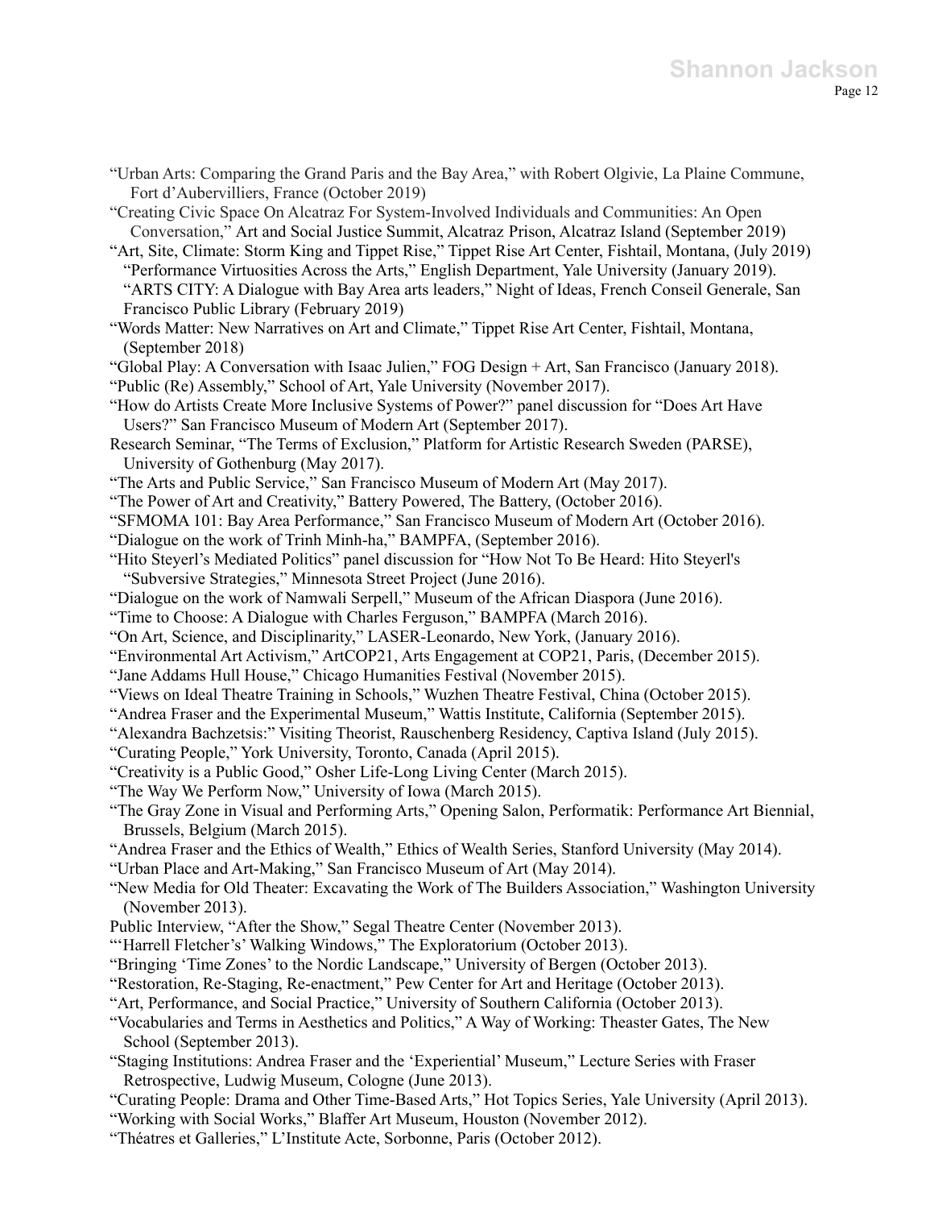"Urban Arts: Comparing the Grand Paris and the Bay Area," with Robert Olgivie, La Plaine Commune, Fort d'Aubervilliers, France (October 2019)

"Creating Civic Space On Alcatraz For System-Involved Individuals and Communities: An Open Conversation," Art and Social Justice Summit, Alcatraz Prison, Alcatraz Island (September 2019)

"Art, Site, Climate: Storm King and Tippet Rise," Tippet Rise Art Center, Fishtail, Montana, (July 2019)

"Performance Virtuosities Across the Arts," English Department, Yale University (January 2019).

"ARTS CITY: A Dialogue with Bay Area arts leaders," Night of Ideas, French Conseil Generale, San Francisco Public Library (February 2019)

"Words Matter: New Narratives on Art and Climate," Tippet Rise Art Center, Fishtail, Montana, (September 2018)

"Global Play: A Conversation with Isaac Julien," FOG Design + Art, San Francisco (January 2018).

"Public (Re) Assembly," School of Art, Yale University (November 2017).

"How do Artists Create More Inclusive Systems of Power?" panel discussion for "Does Art Have Users?" San Francisco Museum of Modern Art (September 2017).

Research Seminar, "The Terms of Exclusion," Platform for Artistic Research Sweden (PARSE), University of Gothenburg (May 2017).

"The Arts and Public Service," San Francisco Museum of Modern Art (May 2017).

"The Power of Art and Creativity," Battery Powered, The Battery, (October 2016).

"SFMOMA 101: Bay Area Performance," San Francisco Museum of Modern Art (October 2016).

"Dialogue on the work of Trinh Minh-ha," BAMPFA, (September 2016).

"Hito Steyerl's Mediated Politics" panel discussion for "How Not To Be Heard: Hito Steyerl's "Subversive Strategies," Minnesota Street Project (June 2016).

"Dialogue on the work of Namwali Serpell," Museum of the African Diaspora (June 2016).

"Time to Choose: A Dialogue with Charles Ferguson," BAMPFA (March 2016).

"On Art, Science, and Disciplinarity," LASER-Leonardo, New York, (January 2016).

"Environmental Art Activism," ArtCOP21, Arts Engagement at COP21, Paris, (December 2015).

"Jane Addams Hull House," Chicago Humanities Festival (November 2015).

"Views on Ideal Theatre Training in Schools," Wuzhen Theatre Festival, China (October 2015).

"Andrea Fraser and the Experimental Museum," Wattis Institute, California (September 2015).

"Alexandra Bachzetsis:" Visiting Theorist, Rauschenberg Residency, Captiva Island (July 2015).

"Curating People," York University, Toronto, Canada (April 2015).

"Creativity is a Public Good," Osher Life-Long Living Center (March 2015).

"The Way We Perform Now," University of Iowa (March 2015).

"The Gray Zone in Visual and Performing Arts," Opening Salon, Performatik: Performance Art Biennial, Brussels, Belgium (March 2015).

"Andrea Fraser and the Ethics of Wealth," Ethics of Wealth Series, Stanford University (May 2014).

"Urban Place and Art-Making," San Francisco Museum of Art (May 2014).

"New Media for Old Theater: Excavating the Work of The Builders Association," Washington University (November 2013).

Public Interview, "After the Show," Segal Theatre Center (November 2013).

"'Harrell Fletcher's' Walking Windows," The Exploratorium (October 2013).

"Bringing 'Time Zones' to the Nordic Landscape," University of Bergen (October 2013).

"Restoration, Re-Staging, Re-enactment," Pew Center for Art and Heritage (October 2013).

"Art, Performance, and Social Practice," University of Southern California (October 2013).

"Vocabularies and Terms in Aesthetics and Politics," A Way of Working: Theaster Gates, The New School (September 2013).

"Staging Institutions: Andrea Fraser and the 'Experiential' Museum," Lecture Series with Fraser Retrospective, Ludwig Museum, Cologne (June 2013).

"Curating People: Drama and Other Time-Based Arts," Hot Topics Series, Yale University (April 2013).

"Working with Social Works," Blaffer Art Museum, Houston (November 2012).

"Théatres et Galleries," L'Institute Acte, Sorbonne, Paris (October 2012).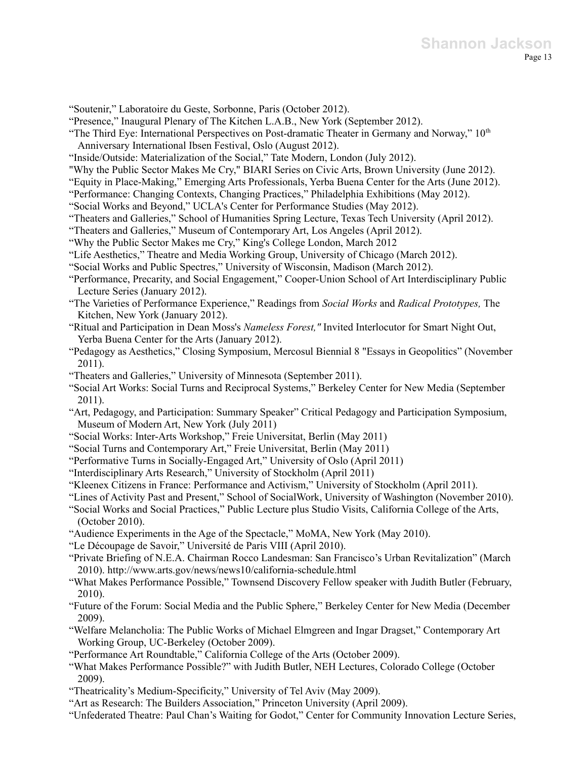"Soutenir," Laboratoire du Geste, Sorbonne, Paris (October 2012).

"Presence," Inaugural Plenary of The Kitchen L.A.B., New York (September 2012).

"The Third Eye: International Perspectives on Post-dramatic Theater in Germany and Norway," 10th Anniversary International Ibsen Festival, Oslo (August 2012).

"Inside/Outside: Materialization of the Social," Tate Modern, London (July 2012).

"Why the Public Sector Makes Me Cry," BIARI Series on Civic Arts, Brown University (June 2012).

"Equity in Place-Making," Emerging Arts Professionals, Yerba Buena Center for the Arts (June 2012).

"Performance: Changing Contexts, Changing Practices," Philadelphia Exhibitions (May 2012).

"Social Works and Beyond," UCLA's Center for Performance Studies (May 2012).

"Theaters and Galleries," School of Humanities Spring Lecture, Texas Tech University (April 2012).

"Theaters and Galleries," Museum of Contemporary Art, Los Angeles (April 2012).

"Why the Public Sector Makes me Cry," King's College London, March 2012

"Life Aesthetics," Theatre and Media Working Group, University of Chicago (March 2012).

"Social Works and Public Spectres," University of Wisconsin, Madison (March 2012).

"Performance, Precarity, and Social Engagement," Cooper-Union School of Art Interdisciplinary Public Lecture Series (January 2012).

"The Varieties of Performance Experience," Readings from *Social Works* and *Radical Prototypes,* The Kitchen, New York (January 2012).

"Ritual and Participation in Dean Moss's *Nameless Forest,"* Invited Interlocutor for Smart Night Out, Yerba Buena Center for the Arts (January 2012).

"Pedagogy as Aesthetics," Closing Symposium, Mercosul Biennial 8 "Essays in Geopolitics" (November 2011).

"Theaters and Galleries," University of Minnesota (September 2011).

"Social Art Works: Social Turns and Reciprocal Systems," Berkeley Center for New Media (September 2011).

"Art, Pedagogy, and Participation: Summary Speaker" Critical Pedagogy and Participation Symposium, Museum of Modern Art, New York (July 2011)

"Social Works: Inter-Arts Workshop," Freie Universitat, Berlin (May 2011)

"Social Turns and Contemporary Art," Freie Universitat, Berlin (May 2011)

"Performative Turns in Socially-Engaged Art," University of Oslo (April 2011)

"Interdisciplinary Arts Research," University of Stockholm (April 2011)

"Kleenex Citizens in France: Performance and Activism," University of Stockholm (April 2011).

"Lines of Activity Past and Present," School of SocialWork, University of Washington (November 2010).

"Social Works and Social Practices," Public Lecture plus Studio Visits, California College of the Arts, (October 2010).

"Audience Experiments in the Age of the Spectacle," MoMA, New York (May 2010).

"Le Découpage de Savoir," Université de Paris VIII (April 2010).

"Private Briefing of N.E.A. Chairman Rocco Landesman: San Francisco's Urban Revitalization" (March 2010). http://www.arts.gov/news/news10/california-schedule.html

"What Makes Performance Possible," Townsend Discovery Fellow speaker with Judith Butler (February, 2010).

"Future of the Forum: Social Media and the Public Sphere," Berkeley Center for New Media (December 2009).

"Welfare Melancholia: The Public Works of Michael Elmgreen and Ingar Dragset," Contemporary Art Working Group, UC-Berkeley (October 2009).

"Performance Art Roundtable," California College of the Arts (October 2009).

"What Makes Performance Possible?" with Judith Butler, NEH Lectures, Colorado College (October 2009).

"Theatricality's Medium-Specificity," University of Tel Aviv (May 2009).

"Art as Research: The Builders Association," Princeton University (April 2009).

"Unfederated Theatre: Paul Chan's Waiting for Godot," Center for Community Innovation Lecture Series,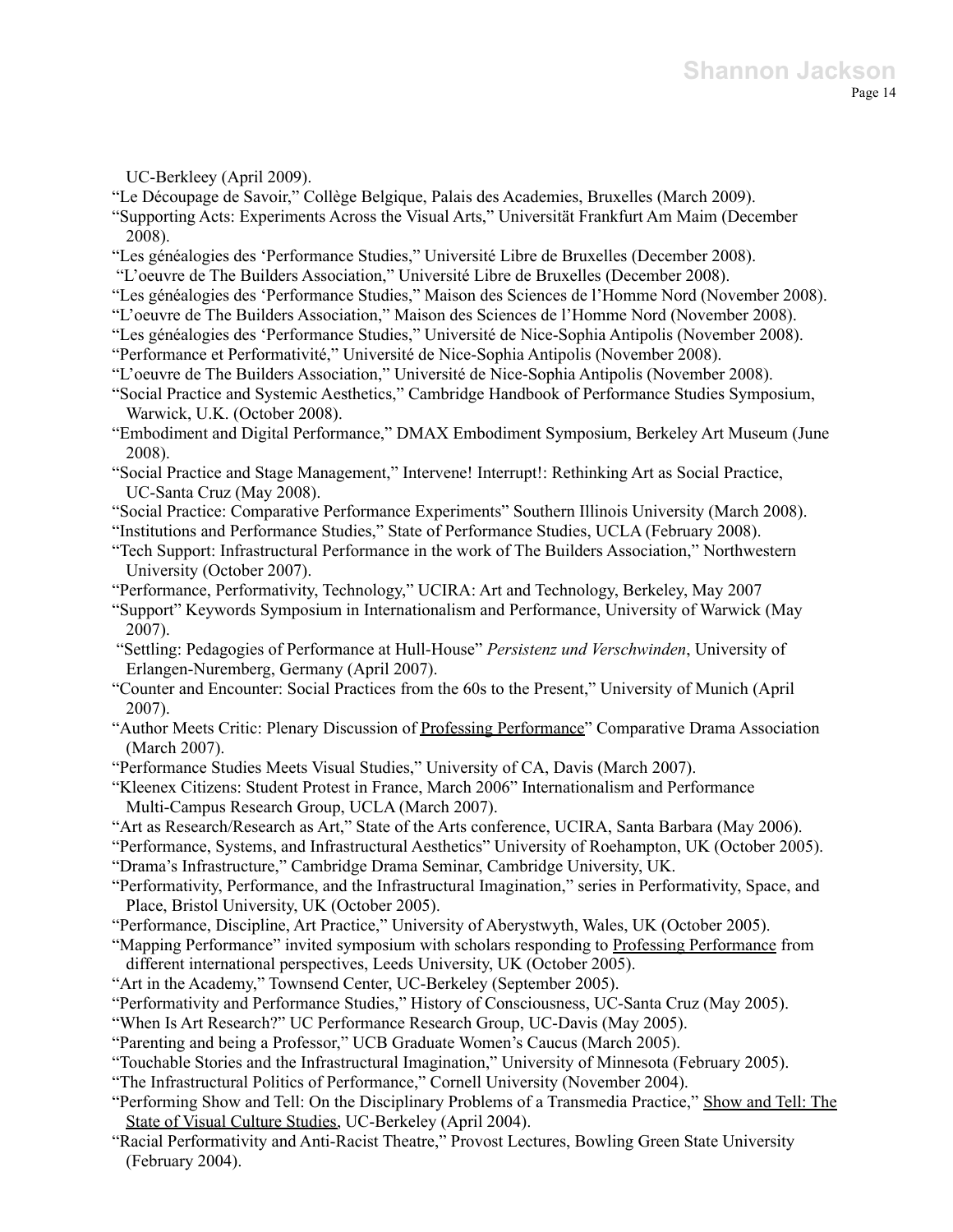UC-Berkleey (April 2009).

"Le Découpage de Savoir," Collège Belgique, Palais des Academies, Bruxelles (March 2009).

"Supporting Acts: Experiments Across the Visual Arts," Universität Frankfurt Am Maim (December 2008).

"Les généalogies des 'Performance Studies," Université Libre de Bruxelles (December 2008).

"L'oeuvre de The Builders Association," Université Libre de Bruxelles (December 2008).

"Les généalogies des 'Performance Studies," Maison des Sciences de l'Homme Nord (November 2008).

"L'oeuvre de The Builders Association," Maison des Sciences de l'Homme Nord (November 2008).

"Les généalogies des 'Performance Studies," Université de Nice-Sophia Antipolis (November 2008).

"Performance et Performativité," Université de Nice-Sophia Antipolis (November 2008).

"L'oeuvre de The Builders Association," Université de Nice-Sophia Antipolis (November 2008).

"Social Practice and Systemic Aesthetics," Cambridge Handbook of Performance Studies Symposium, Warwick, U.K. (October 2008).

"Embodiment and Digital Performance," DMAX Embodiment Symposium, Berkeley Art Museum (June 2008).

"Social Practice and Stage Management," Intervene! Interrupt!: Rethinking Art as Social Practice, UC-Santa Cruz (May 2008).

"Social Practice: Comparative Performance Experiments" Southern Illinois University (March 2008).

"Institutions and Performance Studies," State of Performance Studies, UCLA (February 2008).

"Tech Support: Infrastructural Performance in the work of The Builders Association," Northwestern University (October 2007).

"Performance, Performativity, Technology," UCIRA: Art and Technology, Berkeley, May 2007

"Support" Keywords Symposium in Internationalism and Performance, University of Warwick (May 2007).

"Settling: Pedagogies of Performance at Hull-House" *Persistenz und Verschwinden*, University of Erlangen-Nuremberg, Germany (April 2007).

"Counter and Encounter: Social Practices from the 60s to the Present," University of Munich (April 2007).

"Author Meets Critic: Plenary Discussion of Professing Performance" Comparative Drama Association (March 2007).

"Performance Studies Meets Visual Studies," University of CA, Davis (March 2007).

"Kleenex Citizens: Student Protest in France, March 2006" Internationalism and Performance Multi-Campus Research Group, UCLA (March 2007).

"Art as Research/Research as Art," State of the Arts conference, UCIRA, Santa Barbara (May 2006).

"Performance, Systems, and Infrastructural Aesthetics" University of Roehampton, UK (October 2005).

"Drama's Infrastructure," Cambridge Drama Seminar, Cambridge University, UK.

"Performativity, Performance, and the Infrastructural Imagination," series in Performativity, Space, and Place, Bristol University, UK (October 2005).

"Performance, Discipline, Art Practice," University of Aberystwyth, Wales, UK (October 2005).

"Mapping Performance" invited symposium with scholars responding to Professing Performance from different international perspectives, Leeds University, UK (October 2005).

"Art in the Academy," Townsend Center, UC-Berkeley (September 2005).

"Performativity and Performance Studies," History of Consciousness, UC-Santa Cruz (May 2005).

"When Is Art Research?" UC Performance Research Group, UC-Davis (May 2005).

"Parenting and being a Professor," UCB Graduate Women's Caucus (March 2005).

"Touchable Stories and the Infrastructural Imagination," University of Minnesota (February 2005).

"The Infrastructural Politics of Performance," Cornell University (November 2004).

"Performing Show and Tell: On the Disciplinary Problems of a Transmedia Practice," Show and Tell: The State of Visual Culture Studies, UC-Berkeley (April 2004).

"Racial Performativity and Anti-Racist Theatre," Provost Lectures, Bowling Green State University (February 2004).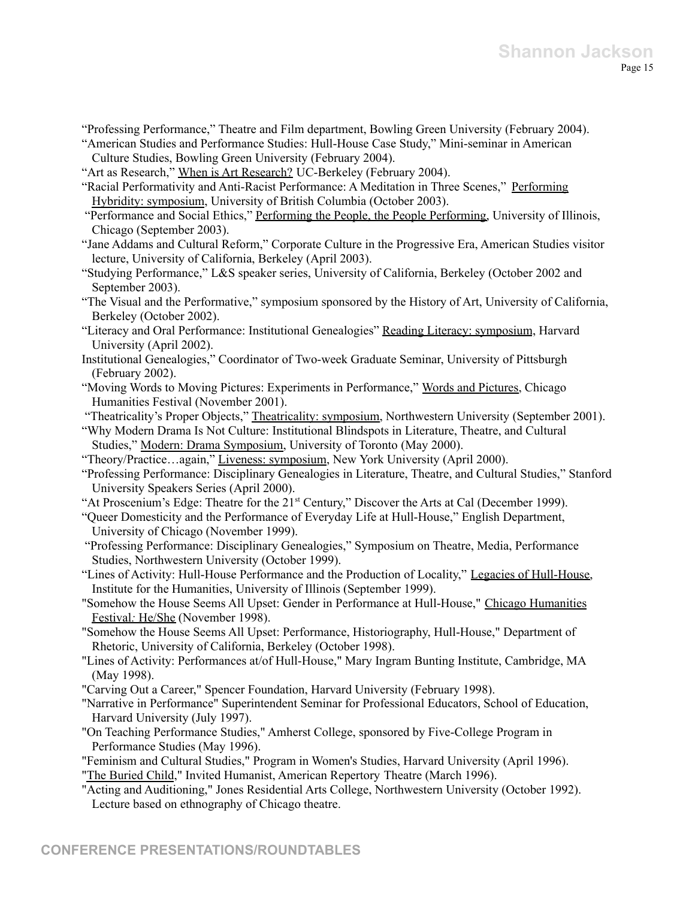"Professing Performance," Theatre and Film department, Bowling Green University (February 2004).

"American Studies and Performance Studies: Hull-House Case Study," Mini-seminar in American Culture Studies, Bowling Green University (February 2004).

"Art as Research," When is Art Research? UC-Berkeley (February 2004).

"Racial Performativity and Anti-Racist Performance: A Meditation in Three Scenes," Performing Hybridity: symposium, University of British Columbia (October 2003).

"Performance and Social Ethics," Performing the People, the People Performing, University of Illinois, Chicago (September 2003).

"Jane Addams and Cultural Reform," Corporate Culture in the Progressive Era, American Studies visitor lecture, University of California, Berkeley (April 2003).

"Studying Performance," L&S speaker series, University of California, Berkeley (October 2002 and September 2003).

"The Visual and the Performative," symposium sponsored by the History of Art, University of California, Berkeley (October 2002).

"Literacy and Oral Performance: Institutional Genealogies" Reading Literacy: symposium, Harvard University (April 2002).

Institutional Genealogies," Coordinator of Two-week Graduate Seminar, University of Pittsburgh (February 2002).

"Moving Words to Moving Pictures: Experiments in Performance," Words and Pictures, Chicago Humanities Festival (November 2001).

"Theatricality's Proper Objects," Theatricality: symposium, Northwestern University (September 2001).

"Why Modern Drama Is Not Culture: Institutional Blindspots in Literature, Theatre, and Cultural Studies," Modern: Drama Symposium, University of Toronto (May 2000).

"Theory/Practice…again," Liveness: symposium, New York University (April 2000).

"Professing Performance: Disciplinary Genealogies in Literature, Theatre, and Cultural Studies," Stanford University Speakers Series (April 2000).

"At Proscenium's Edge: Theatre for the 21st Century," Discover the Arts at Cal (December 1999).

"Queer Domesticity and the Performance of Everyday Life at Hull-House," English Department, University of Chicago (November 1999).

"Professing Performance: Disciplinary Genealogies," Symposium on Theatre, Media, Performance Studies, Northwestern University (October 1999).

"Lines of Activity: Hull-House Performance and the Production of Locality," Legacies of Hull-House, Institute for the Humanities, University of Illinois (September 1999).

"Somehow the House Seems All Upset: Gender in Performance at Hull-House," Chicago Humanities Festival: He/She (November 1998).

"Somehow the House Seems All Upset: Performance, Historiography, Hull-House," Department of Rhetoric, University of California, Berkeley (October 1998).

"Lines of Activity: Performances at/of Hull-House," Mary Ingram Bunting Institute, Cambridge, MA (May 1998).

"Carving Out a Career," Spencer Foundation, Harvard University (February 1998).

"Narrative in Performance" Superintendent Seminar for Professional Educators, School of Education, Harvard University (July 1997).

"On Teaching Performance Studies," Amherst College, sponsored by Five-College Program in Performance Studies (May 1996).

"Feminism and Cultural Studies," Program in Women's Studies, Harvard University (April 1996).

"The Buried Child," Invited Humanist, American Repertory Theatre (March 1996).

"Acting and Auditioning," Jones Residential Arts College, Northwestern University (October 1992). Lecture based on ethnography of Chicago theatre.

## CONFERENCE PRESENTATIONS/ROUNDTABLES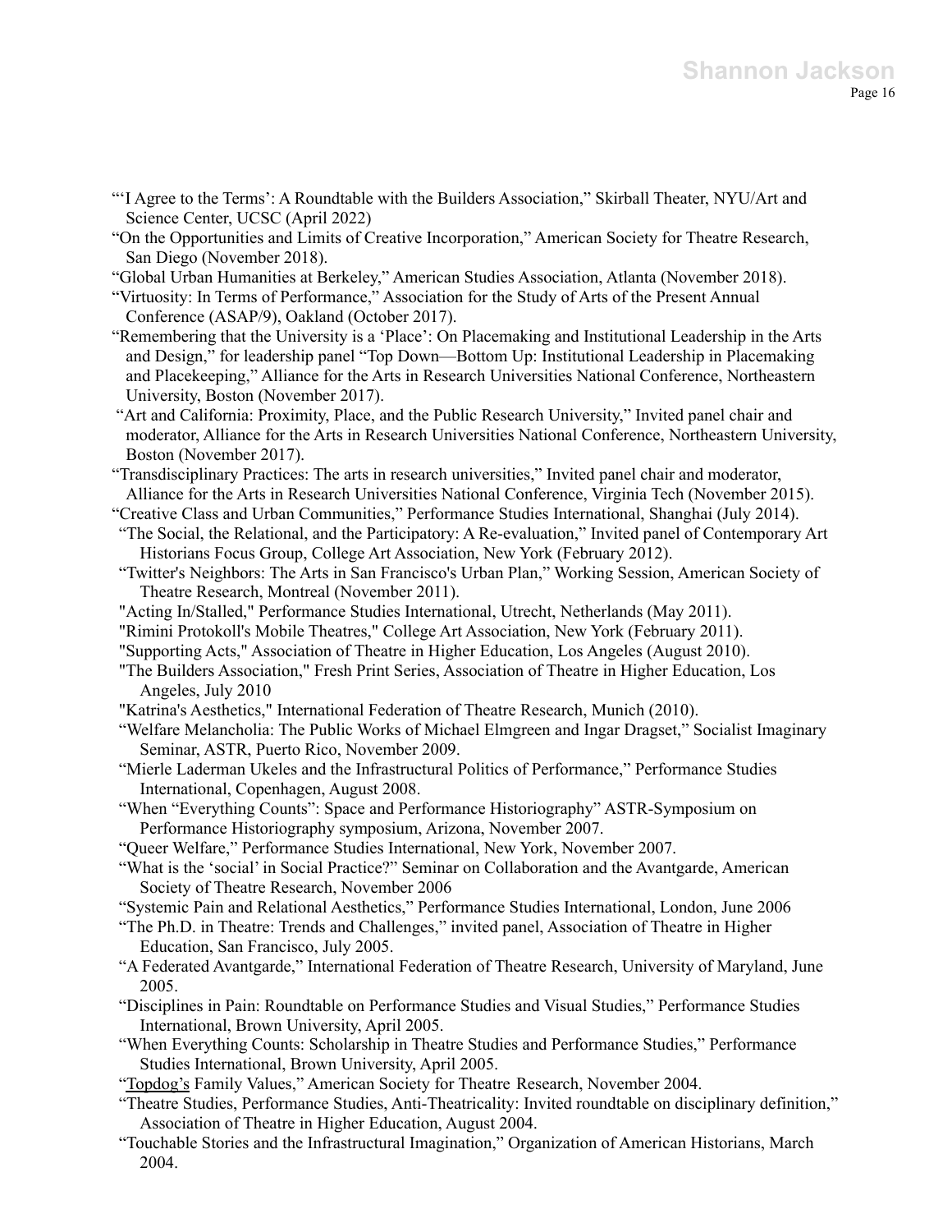"'I Agree to the Terms': A Roundtable with the Builders Association," Skirball Theater, NYU/Art and Science Center, UCSC (April 2022)

"On the Opportunities and Limits of Creative Incorporation," American Society for Theatre Research, San Diego (November 2018).

"Global Urban Humanities at Berkeley," American Studies Association, Atlanta (November 2018).

"Virtuosity: In Terms of Performance," Association for the Study of Arts of the Present Annual Conference (ASAP/9), Oakland (October 2017).

"Remembering that the University is a 'Place': On Placemaking and Institutional Leadership in the Arts and Design," for leadership panel "Top Down—Bottom Up: Institutional Leadership in Placemaking and Placekeeping," Alliance for the Arts in Research Universities National Conference, Northeastern University, Boston (November 2017).

"Art and California: Proximity, Place, and the Public Research University," Invited panel chair and moderator, Alliance for the Arts in Research Universities National Conference, Northeastern University, Boston (November 2017).

"Transdisciplinary Practices: The arts in research universities," Invited panel chair and moderator, Alliance for the Arts in Research Universities National Conference, Virginia Tech (November 2015).

"Creative Class and Urban Communities," Performance Studies International, Shanghai (July 2014).

"The Social, the Relational, and the Participatory: A Re-evaluation," Invited panel of Contemporary Art Historians Focus Group, College Art Association, New York (February 2012).

"Twitter's Neighbors: The Arts in San Francisco's Urban Plan," Working Session, American Society of Theatre Research, Montreal (November 2011).

"Acting In/Stalled," Performance Studies International, Utrecht, Netherlands (May 2011).

"Rimini Protokoll's Mobile Theatres," College Art Association, New York (February 2011).

"Supporting Acts," Association of Theatre in Higher Education, Los Angeles (August 2010).

"The Builders Association," Fresh Print Series, Association of Theatre in Higher Education, Los Angeles, July 2010

"Katrina's Aesthetics," International Federation of Theatre Research, Munich (2010).

"Welfare Melancholia: The Public Works of Michael Elmgreen and Ingar Dragset," Socialist Imaginary Seminar, ASTR, Puerto Rico, November 2009.

"Mierle Laderman Ukeles and the Infrastructural Politics of Performance," Performance Studies International, Copenhagen, August 2008.

"When "Everything Counts": Space and Performance Historiography" ASTR-Symposium on Performance Historiography symposium, Arizona, November 2007.

"Queer Welfare," Performance Studies International, New York, November 2007.

"What is the 'social' in Social Practice?" Seminar on Collaboration and the Avantgarde, American Society of Theatre Research, November 2006

"Systemic Pain and Relational Aesthetics," Performance Studies International, London, June 2006

"The Ph.D. in Theatre: Trends and Challenges," invited panel, Association of Theatre in Higher Education, San Francisco, July 2005.

"A Federated Avantgarde," International Federation of Theatre Research, University of Maryland, June 2005.

"Disciplines in Pain: Roundtable on Performance Studies and Visual Studies," Performance Studies International, Brown University, April 2005.

"When Everything Counts: Scholarship in Theatre Studies and Performance Studies," Performance Studies International, Brown University, April 2005.

"Topdog's Family Values," American Society for Theatre Research, November 2004.

"Theatre Studies, Performance Studies, Anti-Theatricality: Invited roundtable on disciplinary definition," Association of Theatre in Higher Education, August 2004.

"Touchable Stories and the Infrastructural Imagination," Organization of American Historians, March 2004.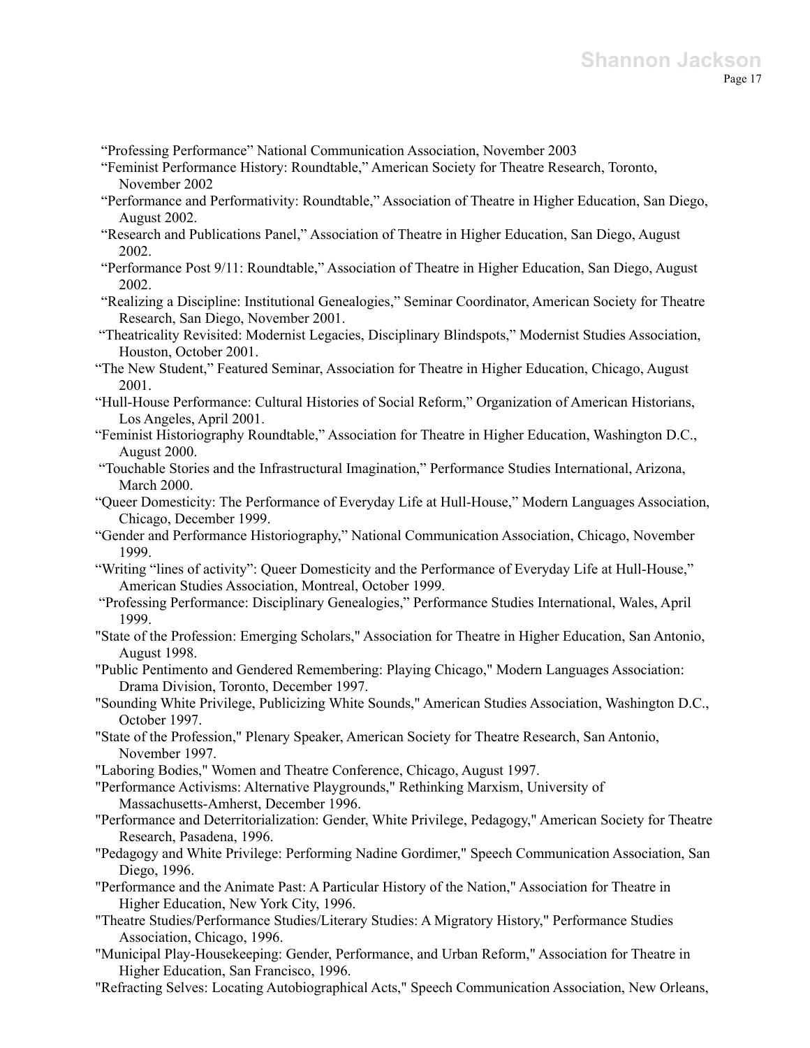"Professing Performance" National Communication Association, November 2003

"Feminist Performance History: Roundtable," American Society for Theatre Research, Toronto, November 2002

"Performance and Performativity: Roundtable," Association of Theatre in Higher Education, San Diego, August 2002.

"Research and Publications Panel," Association of Theatre in Higher Education, San Diego, August 2002.

"Performance Post 9/11: Roundtable," Association of Theatre in Higher Education, San Diego, August 2002.

"Realizing a Discipline: Institutional Genealogies," Seminar Coordinator, American Society for Theatre Research, San Diego, November 2001.

"Theatricality Revisited: Modernist Legacies, Disciplinary Blindspots," Modernist Studies Association, Houston, October 2001.

"The New Student," Featured Seminar, Association for Theatre in Higher Education, Chicago, August 2001.

"Hull-House Performance: Cultural Histories of Social Reform," Organization of American Historians, Los Angeles, April 2001.

"Feminist Historiography Roundtable," Association for Theatre in Higher Education, Washington D.C., August 2000.

"Touchable Stories and the Infrastructural Imagination," Performance Studies International, Arizona, March 2000.

"Queer Domesticity: The Performance of Everyday Life at Hull-House," Modern Languages Association, Chicago, December 1999.

"Gender and Performance Historiography," National Communication Association, Chicago, November 1999.

"Writing "lines of activity": Queer Domesticity and the Performance of Everyday Life at Hull-House," American Studies Association, Montreal, October 1999.

"Professing Performance: Disciplinary Genealogies," Performance Studies International, Wales, April 1999.

"State of the Profession: Emerging Scholars," Association for Theatre in Higher Education, San Antonio, August 1998.

"Public Pentimento and Gendered Remembering: Playing Chicago," Modern Languages Association: Drama Division, Toronto, December 1997.

"Sounding White Privilege, Publicizing White Sounds," American Studies Association, Washington D.C., October 1997.

"State of the Profession," Plenary Speaker, American Society for Theatre Research, San Antonio, November 1997.

"Laboring Bodies," Women and Theatre Conference, Chicago, August 1997.

"Performance Activisms: Alternative Playgrounds," Rethinking Marxism, University of Massachusetts-Amherst, December 1996.

"Performance and Deterritorialization: Gender, White Privilege, Pedagogy," American Society for Theatre Research, Pasadena, 1996.

"Pedagogy and White Privilege: Performing Nadine Gordimer," Speech Communication Association, San Diego, 1996.

"Performance and the Animate Past: A Particular History of the Nation," Association for Theatre in Higher Education, New York City, 1996.

"Theatre Studies/Performance Studies/Literary Studies: A Migratory History," Performance Studies Association, Chicago, 1996.

"Municipal Play-Housekeeping: Gender, Performance, and Urban Reform," Association for Theatre in Higher Education, San Francisco, 1996.

"Refracting Selves: Locating Autobiographical Acts," Speech Communication Association, New Orleans,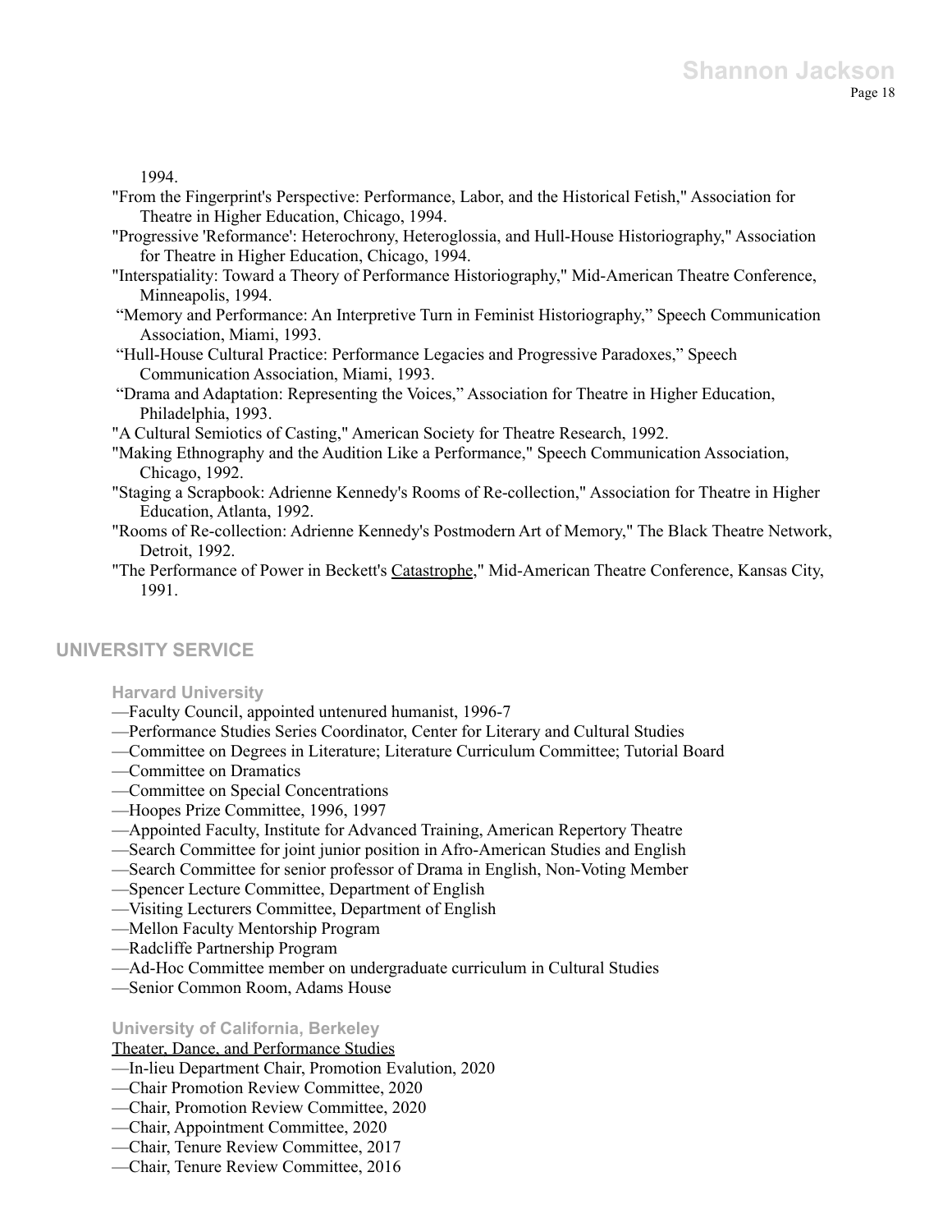1994.

"From the Fingerprint's Perspective: Performance, Labor, and the Historical Fetish," Association for Theatre in Higher Education, Chicago, 1994.

"Progressive 'Reformance': Heterochrony, Heteroglossia, and Hull-House Historiography," Association for Theatre in Higher Education, Chicago, 1994.

"Interspatiality: Toward a Theory of Performance Historiography," Mid-American Theatre Conference, Minneapolis, 1994.

"Memory and Performance: An Interpretive Turn in Feminist Historiography," Speech Communication Association, Miami, 1993.

"Hull-House Cultural Practice: Performance Legacies and Progressive Paradoxes," Speech Communication Association, Miami, 1993.

"Drama and Adaptation: Representing the Voices," Association for Theatre in Higher Education, Philadelphia, 1993.

"A Cultural Semiotics of Casting," American Society for Theatre Research, 1992.

"Making Ethnography and the Audition Like a Performance," Speech Communication Association, Chicago, 1992.

"Staging a Scrapbook: Adrienne Kennedy's Rooms of Re-collection," Association for Theatre in Higher Education, Atlanta, 1992.

"Rooms of Re-collection: Adrienne Kennedy's Postmodern Art of Memory," The Black Theatre Network, Detroit, 1992.

"The Performance of Power in Beckett's Catastrophe," Mid-American Theatre Conference, Kansas City, 1991.

## UNIVERSITY SERVICE

### Harvard University

—Faculty Council, appointed untenured humanist, 1996-7
—Performance Studies Series Coordinator, Center for Literary and Cultural Studies
—Committee on Degrees in Literature; Literature Curriculum Committee; Tutorial Board
—Committee on Dramatics
—Committee on Special Concentrations
—Hoopes Prize Committee, 1996, 1997
—Appointed Faculty, Institute for Advanced Training, American Repertory Theatre
—Search Committee for joint junior position in Afro-American Studies and English
—Search Committee for senior professor of Drama in English, Non-Voting Member
—Spencer Lecture Committee, Department of English
—Visiting Lecturers Committee, Department of English
—Mellon Faculty Mentorship Program
—Radcliffe Partnership Program
—Ad-Hoc Committee member on undergraduate curriculum in Cultural Studies
—Senior Common Room, Adams House

### University of California, Berkeley

Theater, Dance, and Performance Studies

—In-lieu Department Chair, Promotion Evalution, 2020
—Chair Promotion Review Committee, 2020
—Chair, Promotion Review Committee, 2020
—Chair, Appointment Committee, 2020
—Chair, Tenure Review Committee, 2017
—Chair, Tenure Review Committee, 2016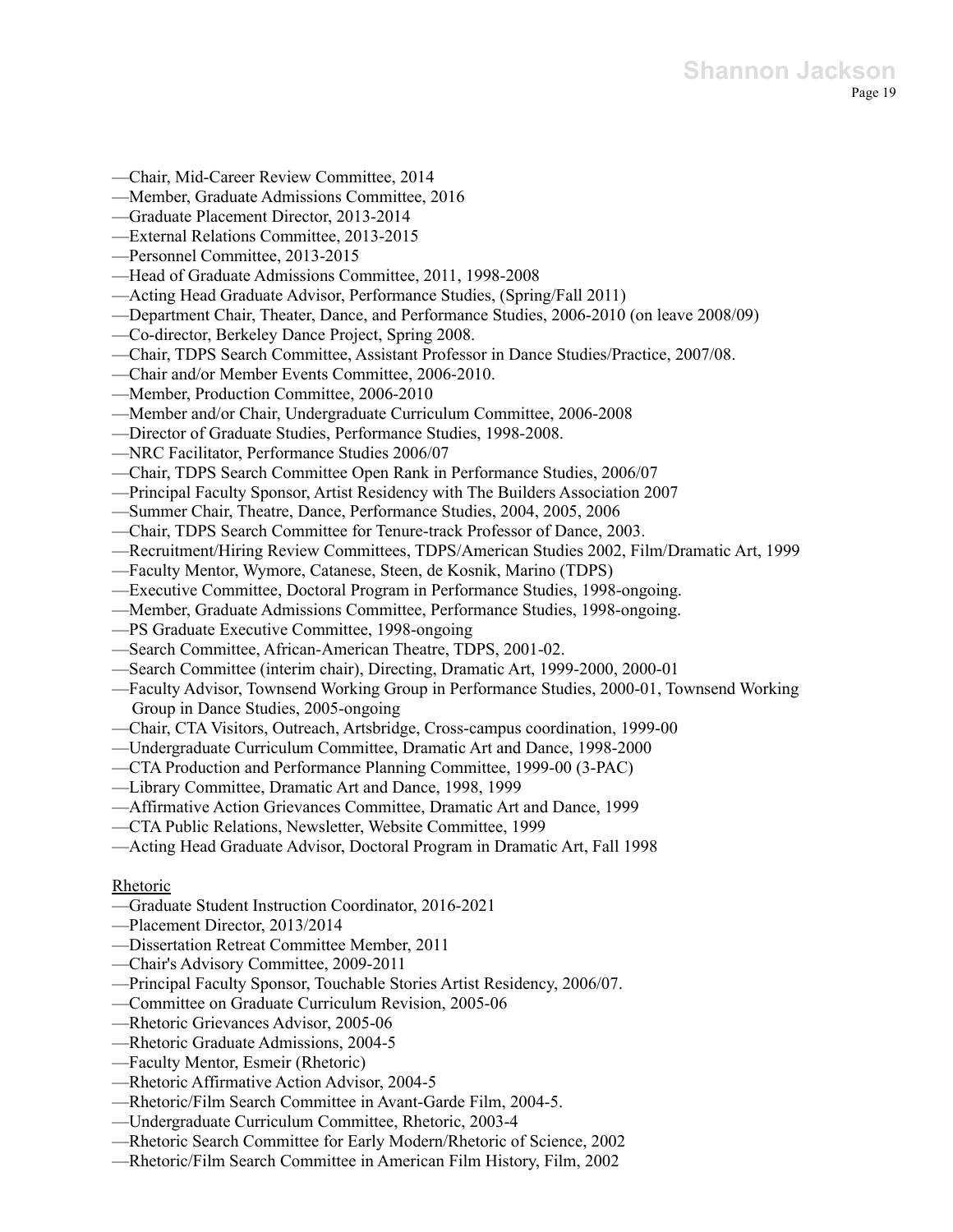—Chair, Mid-Career Review Committee, 2014
—Member, Graduate Admissions Committee, 2016
—Graduate Placement Director, 2013-2014
—External Relations Committee, 2013-2015
—Personnel Committee, 2013-2015
—Head of Graduate Admissions Committee, 2011, 1998-2008
—Acting Head Graduate Advisor, Performance Studies, (Spring/Fall 2011)
—Department Chair, Theater, Dance, and Performance Studies, 2006-2010 (on leave 2008/09)
—Co-director, Berkeley Dance Project, Spring 2008.
—Chair, TDPS Search Committee, Assistant Professor in Dance Studies/Practice, 2007/08.
—Chair and/or Member Events Committee, 2006-2010.
—Member, Production Committee, 2006-2010
—Member and/or Chair, Undergraduate Curriculum Committee, 2006-2008
—Director of Graduate Studies, Performance Studies, 1998-2008.
—NRC Facilitator, Performance Studies 2006/07
—Chair, TDPS Search Committee Open Rank in Performance Studies, 2006/07
—Principal Faculty Sponsor, Artist Residency with The Builders Association 2007
—Summer Chair, Theatre, Dance, Performance Studies, 2004, 2005, 2006
—Chair, TDPS Search Committee for Tenure-track Professor of Dance, 2003.
—Recruitment/Hiring Review Committees, TDPS/American Studies 2002, Film/Dramatic Art, 1999
—Faculty Mentor, Wymore, Catanese, Steen, de Kosnik, Marino (TDPS)
—Executive Committee, Doctoral Program in Performance Studies, 1998-ongoing.
—Member, Graduate Admissions Committee, Performance Studies, 1998-ongoing.
—PS Graduate Executive Committee, 1998-ongoing
—Search Committee, African-American Theatre, TDPS, 2001-02.
—Search Committee (interim chair), Directing, Dramatic Art, 1999-2000, 2000-01
—Faculty Advisor, Townsend Working Group in Performance Studies, 2000-01, Townsend Working Group in Dance Studies, 2005-ongoing
—Chair, CTA Visitors, Outreach, Artsbridge, Cross-campus coordination, 1999-00
—Undergraduate Curriculum Committee, Dramatic Art and Dance, 1998-2000
—CTA Production and Performance Planning Committee, 1999-00 (3-PAC)
—Library Committee, Dramatic Art and Dance, 1998, 1999
—Affirmative Action Grievances Committee, Dramatic Art and Dance, 1999
—CTA Public Relations, Newsletter, Website Committee, 1999
—Acting Head Graduate Advisor, Doctoral Program in Dramatic Art, Fall 1998

<u>Rhetoric</u>

—Graduate Student Instruction Coordinator, 2016-2021
—Placement Director, 2013/2014
—Dissertation Retreat Committee Member, 2011
—Chair's Advisory Committee, 2009-2011
—Principal Faculty Sponsor, Touchable Stories Artist Residency, 2006/07.
—Committee on Graduate Curriculum Revision, 2005-06
—Rhetoric Grievances Advisor, 2005-06
—Rhetoric Graduate Admissions, 2004-5
—Faculty Mentor, Esmeir (Rhetoric)
—Rhetoric Affirmative Action Advisor, 2004-5
—Rhetoric/Film Search Committee in Avant-Garde Film, 2004-5.
—Undergraduate Curriculum Committee, Rhetoric, 2003-4
—Rhetoric Search Committee for Early Modern/Rhetoric of Science, 2002
—Rhetoric/Film Search Committee in American Film History, Film, 2002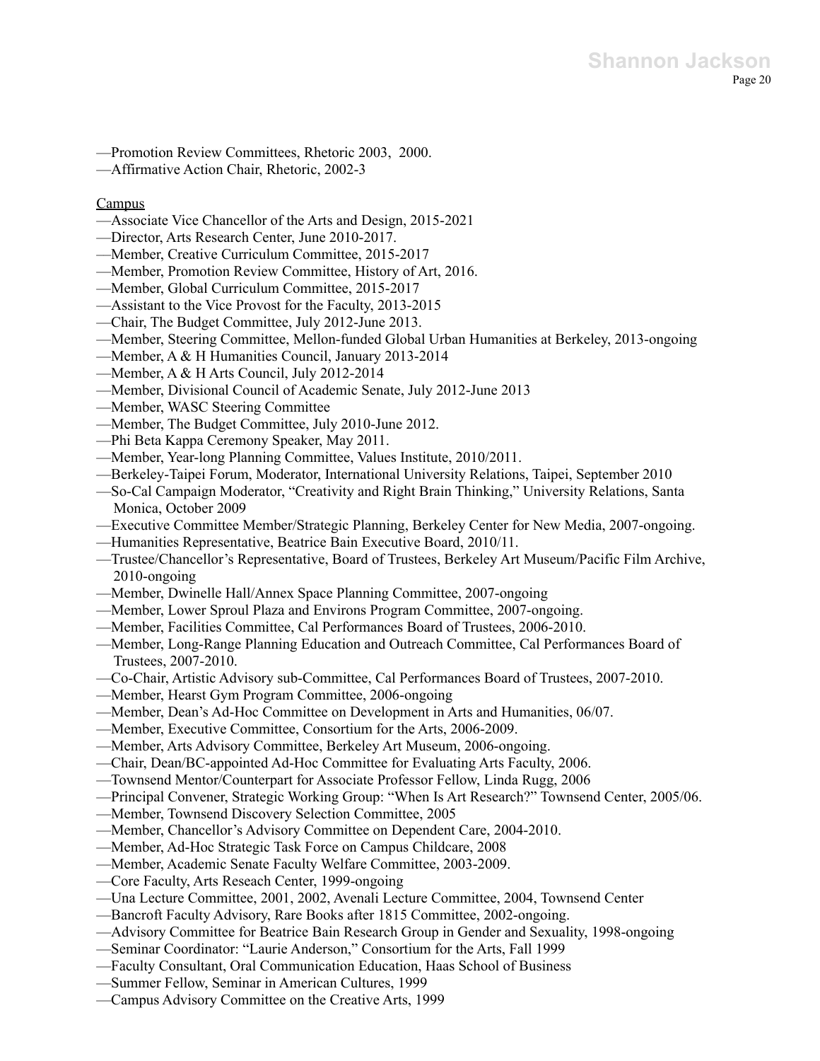—Promotion Review Committees, Rhetoric 2003, 2000.
—Affirmative Action Chair, Rhetoric, 2002-3

<u>Campus</u>

—Associate Vice Chancellor of the Arts and Design, 2015-2021
—Director, Arts Research Center, June 2010-2017.
—Member, Creative Curriculum Committee, 2015-2017
—Member, Promotion Review Committee, History of Art, 2016.
—Member, Global Curriculum Committee, 2015-2017
—Assistant to the Vice Provost for the Faculty, 2013-2015
—Chair, The Budget Committee, July 2012-June 2013.
—Member, Steering Committee, Mellon-funded Global Urban Humanities at Berkeley, 2013-ongoing
—Member, A & H Humanities Council, January 2013-2014
—Member, A & H Arts Council, July 2012-2014
—Member, Divisional Council of Academic Senate, July 2012-June 2013
—Member, WASC Steering Committee
—Member, The Budget Committee, July 2010-June 2012.
—Phi Beta Kappa Ceremony Speaker, May 2011.
—Member, Year-long Planning Committee, Values Institute, 2010/2011.
—Berkeley-Taipei Forum, Moderator, International University Relations, Taipei, September 2010
—So-Cal Campaign Moderator, "Creativity and Right Brain Thinking," University Relations, Santa Monica, October 2009
—Executive Committee Member/Strategic Planning, Berkeley Center for New Media, 2007-ongoing.
—Humanities Representative, Beatrice Bain Executive Board, 2010/11.
—Trustee/Chancellor's Representative, Board of Trustees, Berkeley Art Museum/Pacific Film Archive, 2010-ongoing
—Member, Dwinelle Hall/Annex Space Planning Committee, 2007-ongoing
—Member, Lower Sproul Plaza and Environs Program Committee, 2007-ongoing.
—Member, Facilities Committee, Cal Performances Board of Trustees, 2006-2010.
—Member, Long-Range Planning Education and Outreach Committee, Cal Performances Board of Trustees, 2007-2010.
—Co-Chair, Artistic Advisory sub-Committee, Cal Performances Board of Trustees, 2007-2010.
—Member, Hearst Gym Program Committee, 2006-ongoing
—Member, Dean's Ad-Hoc Committee on Development in Arts and Humanities, 06/07.
—Member, Executive Committee, Consortium for the Arts, 2006-2009.
—Member, Arts Advisory Committee, Berkeley Art Museum, 2006-ongoing.
—Chair, Dean/BC-appointed Ad-Hoc Committee for Evaluating Arts Faculty, 2006.
—Townsend Mentor/Counterpart for Associate Professor Fellow, Linda Rugg, 2006
—Principal Convener, Strategic Working Group: "When Is Art Research?" Townsend Center, 2005/06.
—Member, Townsend Discovery Selection Committee, 2005
—Member, Chancellor's Advisory Committee on Dependent Care, 2004-2010.
—Member, Ad-Hoc Strategic Task Force on Campus Childcare, 2008
—Member, Academic Senate Faculty Welfare Committee, 2003-2009.
—Core Faculty, Arts Reseach Center, 1999-ongoing
—Una Lecture Committee, 2001, 2002, Avenali Lecture Committee, 2004, Townsend Center
—Bancroft Faculty Advisory, Rare Books after 1815 Committee, 2002-ongoing.
—Advisory Committee for Beatrice Bain Research Group in Gender and Sexuality, 1998-ongoing
—Seminar Coordinator: "Laurie Anderson," Consortium for the Arts, Fall 1999
—Faculty Consultant, Oral Communication Education, Haas School of Business
—Summer Fellow, Seminar in American Cultures, 1999
—Campus Advisory Committee on the Creative Arts, 1999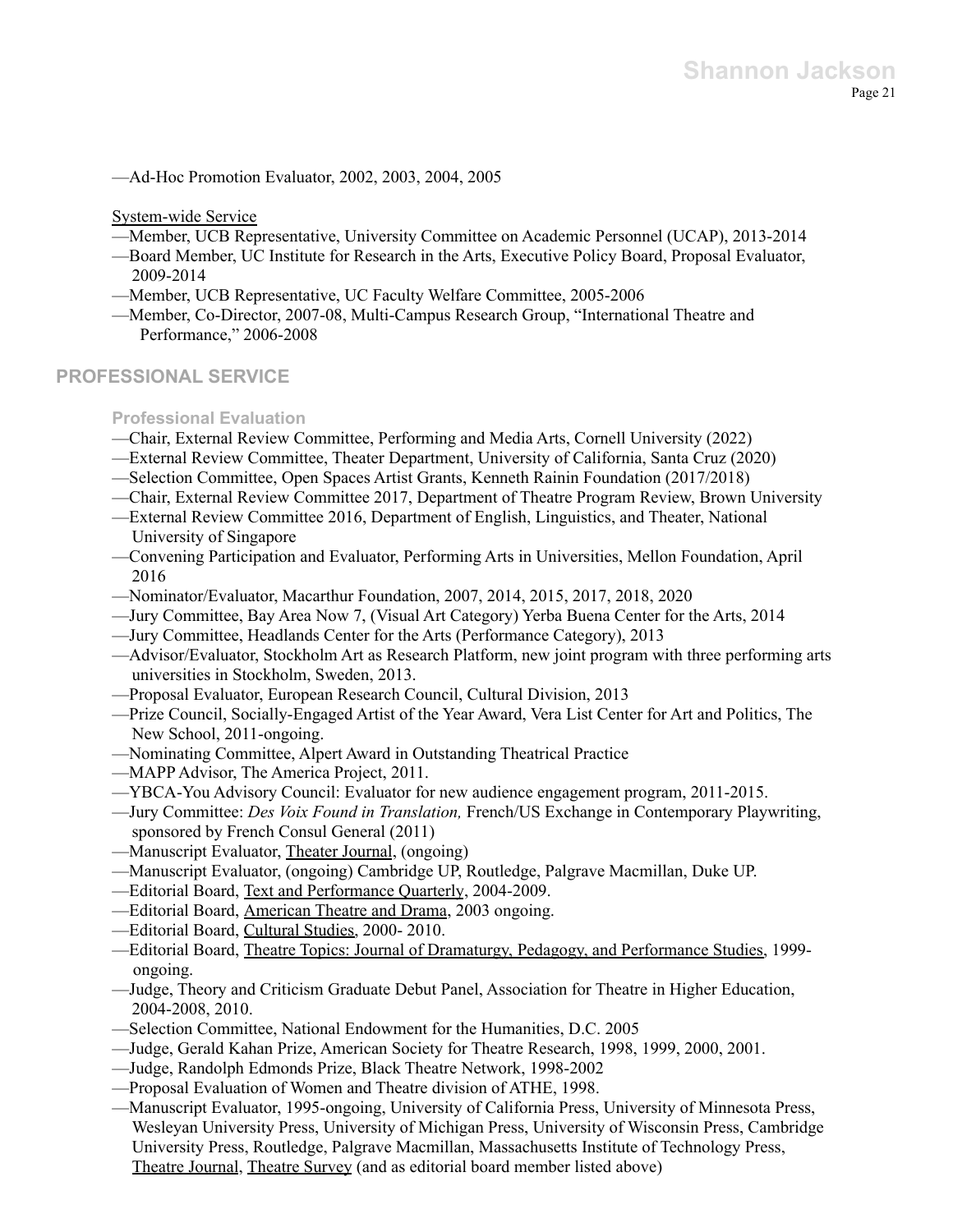—Ad-Hoc Promotion Evaluator, 2002, 2003, 2004, 2005

<u>System-wide Service</u>

- —Member, UCB Representative, University Committee on Academic Personnel (UCAP), 2013-2014
- —Board Member, UC Institute for Research in the Arts, Executive Policy Board, Proposal Evaluator, 2009-2014
- —Member, UCB Representative, UC Faculty Welfare Committee, 2005-2006
- —Member, Co-Director, 2007-08, Multi-Campus Research Group, "International Theatre and Performance," 2006-2008

## PROFESSIONAL SERVICE

### Professional Evaluation

- —Chair, External Review Committee, Performing and Media Arts, Cornell University (2022)
- —External Review Committee, Theater Department, University of California, Santa Cruz (2020)
- —Selection Committee, Open Spaces Artist Grants, Kenneth Rainin Foundation (2017/2018)
- —Chair, External Review Committee 2017, Department of Theatre Program Review, Brown University
- —External Review Committee 2016, Department of English, Linguistics, and Theater, National University of Singapore
- —Convening Participation and Evaluator, Performing Arts in Universities, Mellon Foundation, April 2016
- —Nominator/Evaluator, Macarthur Foundation, 2007, 2014, 2015, 2017, 2018, 2020
- —Jury Committee, Bay Area Now 7, (Visual Art Category) Yerba Buena Center for the Arts, 2014
- —Jury Committee, Headlands Center for the Arts (Performance Category), 2013
- —Advisor/Evaluator, Stockholm Art as Research Platform, new joint program with three performing arts universities in Stockholm, Sweden, 2013.
- —Proposal Evaluator, European Research Council, Cultural Division, 2013
- —Prize Council, Socially-Engaged Artist of the Year Award, Vera List Center for Art and Politics, The New School, 2011-ongoing.
- —Nominating Committee, Alpert Award in Outstanding Theatrical Practice
- —MAPP Advisor, The America Project, 2011.
- —YBCA-You Advisory Council: Evaluator for new audience engagement program, 2011-2015.
- —Jury Committee: *Des Voix Found in Translation,* French/US Exchange in Contemporary Playwriting, sponsored by French Consul General (2011)
- —Manuscript Evaluator, <u>Theater Journal</u>, (ongoing)
- —Manuscript Evaluator, (ongoing) Cambridge UP, Routledge, Palgrave Macmillan, Duke UP.
- —Editorial Board, <u>Text and Performance Quarterly</u>, 2004-2009.
- —Editorial Board, <u>American Theatre and Drama</u>, 2003 ongoing.
- —Editorial Board, <u>Cultural Studies</u>, 2000- 2010.
- —Editorial Board, <u>Theatre Topics: Journal of Dramaturgy, Pedagogy, and Performance Studies</u>, 1999-ongoing.
- —Judge, Theory and Criticism Graduate Debut Panel, Association for Theatre in Higher Education, 2004-2008, 2010.
- —Selection Committee, National Endowment for the Humanities, D.C. 2005
- —Judge, Gerald Kahan Prize, American Society for Theatre Research, 1998, 1999, 2000, 2001.
- —Judge, Randolph Edmonds Prize, Black Theatre Network, 1998-2002
- —Proposal Evaluation of Women and Theatre division of ATHE, 1998.
- —Manuscript Evaluator, 1995-ongoing, University of California Press, University of Minnesota Press, Wesleyan University Press, University of Michigan Press, University of Wisconsin Press, Cambridge University Press, Routledge, Palgrave Macmillan, Massachusetts Institute of Technology Press, <u>Theatre Journal</u>, <u>Theatre Survey</u> (and as editorial board member listed above)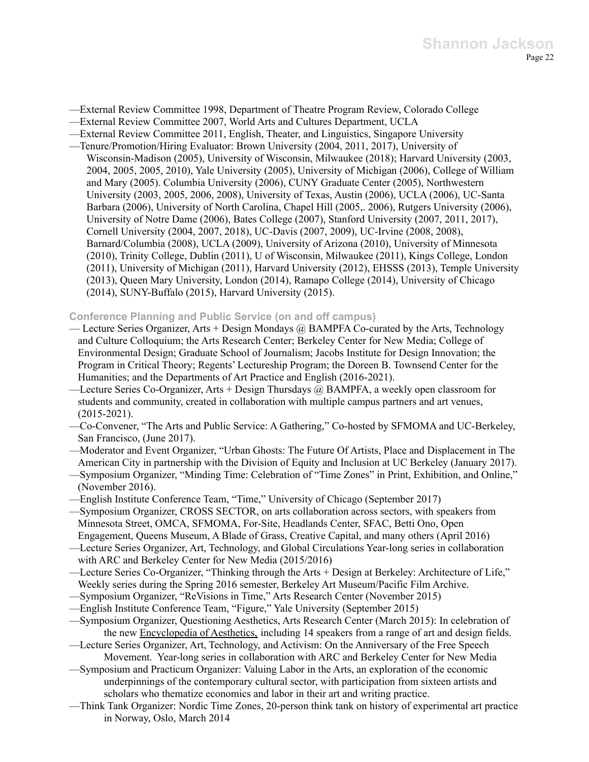—External Review Committee 1998, Department of Theatre Program Review, Colorado College
—External Review Committee 2007, World Arts and Cultures Department, UCLA
—External Review Committee 2011, English, Theater, and Linguistics, Singapore University
—Tenure/Promotion/Hiring Evaluator: Brown University (2004, 2011, 2017), University of Wisconsin-Madison (2005), University of Wisconsin, Milwaukee (2018); Harvard University (2003, 2004, 2005, 2005, 2010), Yale University (2005), University of Michigan (2006), College of William and Mary (2005). Columbia University (2006), CUNY Graduate Center (2005), Northwestern University (2003, 2005, 2006, 2008), University of Texas, Austin (2006), UCLA (2006), UC-Santa Barbara (2006), University of North Carolina, Chapel Hill (2005,. 2006), Rutgers University (2006), University of Notre Dame (2006), Bates College (2007), Stanford University (2007, 2011, 2017), Cornell University (2004, 2007, 2018), UC-Davis (2007, 2009), UC-Irvine (2008, 2008), Barnard/Columbia (2008), UCLA (2009), University of Arizona (2010), University of Minnesota (2010), Trinity College, Dublin (2011), U of Wisconsin, Milwaukee (2011), Kings College, London (2011), University of Michigan (2011), Harvard University (2012), EHSSS (2013), Temple University (2013), Queen Mary University, London (2014), Ramapo College (2014), University of Chicago (2014), SUNY-Buffalo (2015), Harvard University (2015).

### Conference Planning and Public Service (on and off campus)

— Lecture Series Organizer, Arts + Design Mondays @ BAMPFA Co-curated by the Arts, Technology and Culture Colloquium; the Arts Research Center; Berkeley Center for New Media; College of Environmental Design; Graduate School of Journalism; Jacobs Institute for Design Innovation; the Program in Critical Theory; Regents' Lectureship Program; the Doreen B. Townsend Center for the Humanities; and the Departments of Art Practice and English (2016-2021).
—Lecture Series Co-Organizer, Arts + Design Thursdays @ BAMPFA, a weekly open classroom for students and community, created in collaboration with multiple campus partners and art venues, (2015-2021).
—Co-Convener, "The Arts and Public Service: A Gathering," Co-hosted by SFMOMA and UC-Berkeley, San Francisco, (June 2017).
—Moderator and Event Organizer, "Urban Ghosts: The Future Of Artists, Place and Displacement in The American City in partnership with the Division of Equity and Inclusion at UC Berkeley (January 2017).
—Symposium Organizer, "Minding Time: Celebration of "Time Zones" in Print, Exhibition, and Online," (November 2016).
—English Institute Conference Team, "Time," University of Chicago (September 2017)
—Symposium Organizer, CROSS SECTOR, on arts collaboration across sectors, with speakers from Minnesota Street, OMCA, SFMOMA, For-Site, Headlands Center, SFAC, Betti Ono, Open Engagement, Queens Museum, A Blade of Grass, Creative Capital, and many others (April 2016)
—Lecture Series Organizer, Art, Technology, and Global Circulations Year-long series in collaboration with ARC and Berkeley Center for New Media (2015/2016)
—Lecture Series Co-Organizer, "Thinking through the Arts + Design at Berkeley: Architecture of Life," Weekly series during the Spring 2016 semester, Berkeley Art Museum/Pacific Film Archive.
—Symposium Organizer, "ReVisions in Time," Arts Research Center (November 2015)
—English Institute Conference Team, "Figure," Yale University (September 2015)
—Symposium Organizer, Questioning Aesthetics, Arts Research Center (March 2015): In celebration of the new Encyclopedia of Aesthetics, including 14 speakers from a range of art and design fields.
—Lecture Series Organizer, Art, Technology, and Activism: On the Anniversary of the Free Speech Movement. Year-long series in collaboration with ARC and Berkeley Center for New Media
—Symposium and Practicum Organizer: Valuing Labor in the Arts, an exploration of the economic underpinnings of the contemporary cultural sector, with participation from sixteen artists and scholars who thematize economics and labor in their art and writing practice.
—Think Tank Organizer: Nordic Time Zones, 20-person think tank on history of experimental art practice in Norway, Oslo, March 2014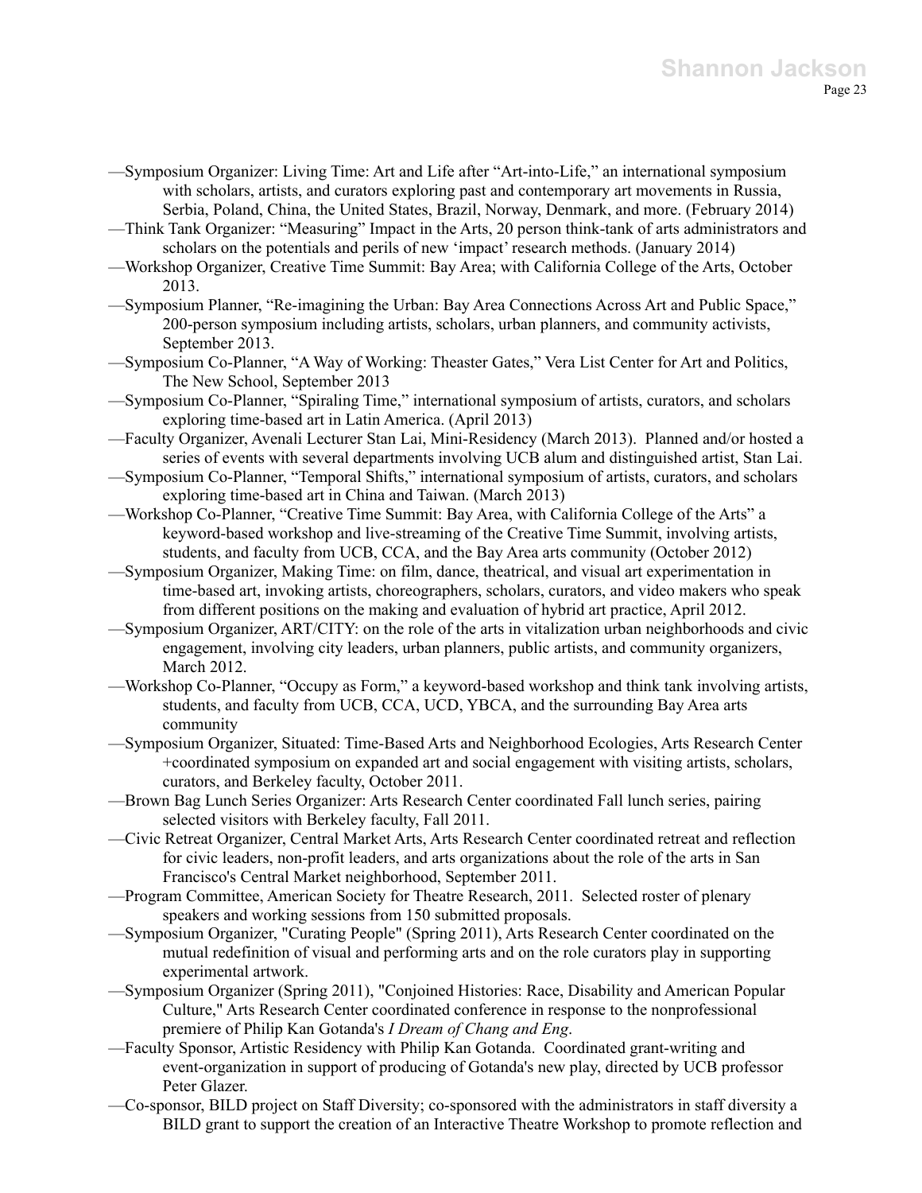—Symposium Organizer: Living Time: Art and Life after "Art-into-Life," an international symposium with scholars, artists, and curators exploring past and contemporary art movements in Russia, Serbia, Poland, China, the United States, Brazil, Norway, Denmark, and more. (February 2014)

—Think Tank Organizer: "Measuring" Impact in the Arts, 20 person think-tank of arts administrators and scholars on the potentials and perils of new 'impact' research methods. (January 2014)

—Workshop Organizer, Creative Time Summit: Bay Area; with California College of the Arts, October 2013.

—Symposium Planner, "Re-imagining the Urban: Bay Area Connections Across Art and Public Space," 200-person symposium including artists, scholars, urban planners, and community activists, September 2013.

—Symposium Co-Planner, "A Way of Working: Theaster Gates," Vera List Center for Art and Politics, The New School, September 2013

—Symposium Co-Planner, "Spiraling Time," international symposium of artists, curators, and scholars exploring time-based art in Latin America. (April 2013)

—Faculty Organizer, Avenali Lecturer Stan Lai, Mini-Residency (March 2013). Planned and/or hosted a series of events with several departments involving UCB alum and distinguished artist, Stan Lai.

—Symposium Co-Planner, "Temporal Shifts," international symposium of artists, curators, and scholars exploring time-based art in China and Taiwan. (March 2013)

—Workshop Co-Planner, "Creative Time Summit: Bay Area, with California College of the Arts" a keyword-based workshop and live-streaming of the Creative Time Summit, involving artists, students, and faculty from UCB, CCA, and the Bay Area arts community (October 2012)

—Symposium Organizer, Making Time: on film, dance, theatrical, and visual art experimentation in time-based art, invoking artists, choreographers, scholars, curators, and video makers who speak from different positions on the making and evaluation of hybrid art practice, April 2012.

—Symposium Organizer, ART/CITY: on the role of the arts in vitalization urban neighborhoods and civic engagement, involving city leaders, urban planners, public artists, and community organizers, March 2012.

—Workshop Co-Planner, "Occupy as Form," a keyword-based workshop and think tank involving artists, students, and faculty from UCB, CCA, UCD, YBCA, and the surrounding Bay Area arts community

—Symposium Organizer, Situated: Time-Based Arts and Neighborhood Ecologies, Arts Research Center +coordinated symposium on expanded art and social engagement with visiting artists, scholars, curators, and Berkeley faculty, October 2011.

—Brown Bag Lunch Series Organizer: Arts Research Center coordinated Fall lunch series, pairing selected visitors with Berkeley faculty, Fall 2011.

—Civic Retreat Organizer, Central Market Arts, Arts Research Center coordinated retreat and reflection for civic leaders, non-profit leaders, and arts organizations about the role of the arts in San Francisco's Central Market neighborhood, September 2011.

—Program Committee, American Society for Theatre Research, 2011. Selected roster of plenary speakers and working sessions from 150 submitted proposals.

—Symposium Organizer, "Curating People" (Spring 2011), Arts Research Center coordinated on the mutual redefinition of visual and performing arts and on the role curators play in supporting experimental artwork.

—Symposium Organizer (Spring 2011), "Conjoined Histories: Race, Disability and American Popular Culture," Arts Research Center coordinated conference in response to the nonprofessional premiere of Philip Kan Gotanda's *I Dream of Chang and Eng*.

—Faculty Sponsor, Artistic Residency with Philip Kan Gotanda. Coordinated grant-writing and event-organization in support of producing of Gotanda's new play, directed by UCB professor Peter Glazer.

—Co-sponsor, BILD project on Staff Diversity; co-sponsored with the administrators in staff diversity a BILD grant to support the creation of an Interactive Theatre Workshop to promote reflection and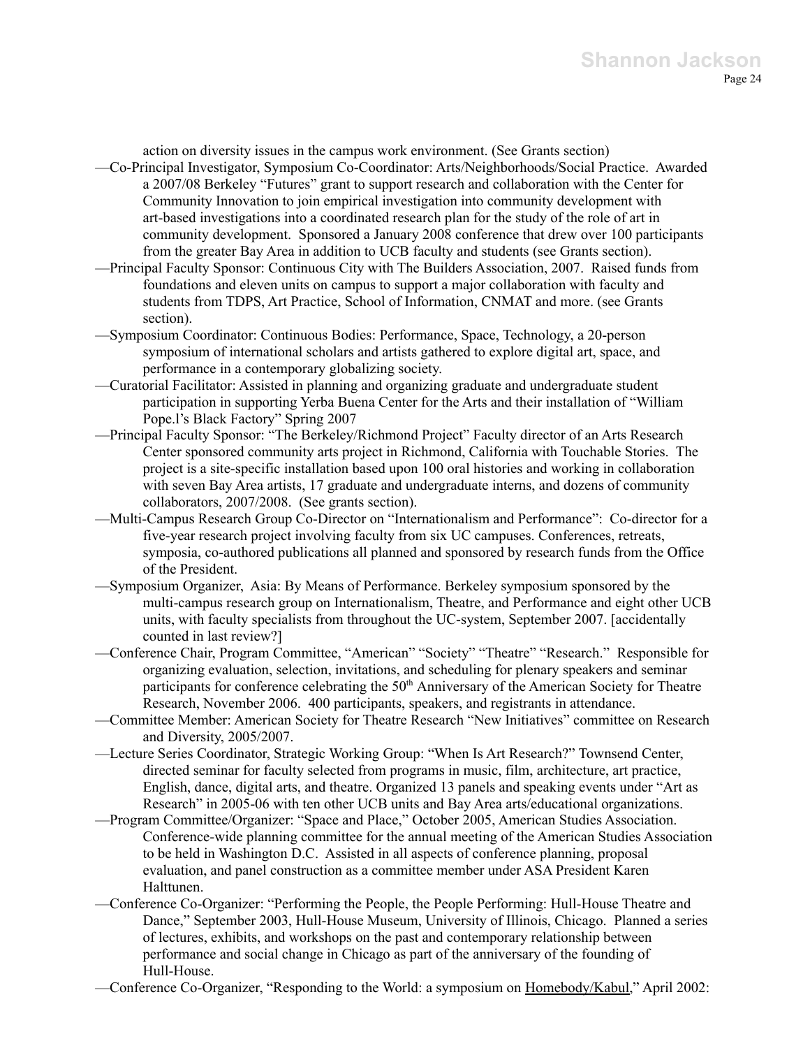action on diversity issues in the campus work environment. (See Grants section)

—Co-Principal Investigator, Symposium Co-Coordinator: Arts/Neighborhoods/Social Practice. Awarded a 2007/08 Berkeley "Futures" grant to support research and collaboration with the Center for Community Innovation to join empirical investigation into community development with art-based investigations into a coordinated research plan for the study of the role of art in community development. Sponsored a January 2008 conference that drew over 100 participants from the greater Bay Area in addition to UCB faculty and students (see Grants section).

—Principal Faculty Sponsor: Continuous City with The Builders Association, 2007. Raised funds from foundations and eleven units on campus to support a major collaboration with faculty and students from TDPS, Art Practice, School of Information, CNMAT and more. (see Grants section).

—Symposium Coordinator: Continuous Bodies: Performance, Space, Technology, a 20-person symposium of international scholars and artists gathered to explore digital art, space, and performance in a contemporary globalizing society.

—Curatorial Facilitator: Assisted in planning and organizing graduate and undergraduate student participation in supporting Yerba Buena Center for the Arts and their installation of "William Pope.l's Black Factory" Spring 2007

—Principal Faculty Sponsor: "The Berkeley/Richmond Project" Faculty director of an Arts Research Center sponsored community arts project in Richmond, California with Touchable Stories. The project is a site-specific installation based upon 100 oral histories and working in collaboration with seven Bay Area artists, 17 graduate and undergraduate interns, and dozens of community collaborators, 2007/2008. (See grants section).

—Multi-Campus Research Group Co-Director on "Internationalism and Performance": Co-director for a five-year research project involving faculty from six UC campuses. Conferences, retreats, symposia, co-authored publications all planned and sponsored by research funds from the Office of the President.

—Symposium Organizer, Asia: By Means of Performance. Berkeley symposium sponsored by the multi-campus research group on Internationalism, Theatre, and Performance and eight other UCB units, with faculty specialists from throughout the UC-system, September 2007. [accidentally counted in last review?]

—Conference Chair, Program Committee, "American" "Society" "Theatre" "Research." Responsible for organizing evaluation, selection, invitations, and scheduling for plenary speakers and seminar participants for conference celebrating the 50th Anniversary of the American Society for Theatre Research, November 2006. 400 participants, speakers, and registrants in attendance.

—Committee Member: American Society for Theatre Research "New Initiatives" committee on Research and Diversity, 2005/2007.

—Lecture Series Coordinator, Strategic Working Group: "When Is Art Research?" Townsend Center, directed seminar for faculty selected from programs in music, film, architecture, art practice, English, dance, digital arts, and theatre. Organized 13 panels and speaking events under "Art as Research" in 2005-06 with ten other UCB units and Bay Area arts/educational organizations.

—Program Committee/Organizer: "Space and Place," October 2005, American Studies Association. Conference-wide planning committee for the annual meeting of the American Studies Association to be held in Washington D.C. Assisted in all aspects of conference planning, proposal evaluation, and panel construction as a committee member under ASA President Karen Halttunen.

—Conference Co-Organizer: "Performing the People, the People Performing: Hull-House Theatre and Dance," September 2003, Hull-House Museum, University of Illinois, Chicago. Planned a series of lectures, exhibits, and workshops on the past and contemporary relationship between performance and social change in Chicago as part of the anniversary of the founding of Hull-House.

—Conference Co-Organizer, "Responding to the World: a symposium on Homebody/Kabul," April 2002: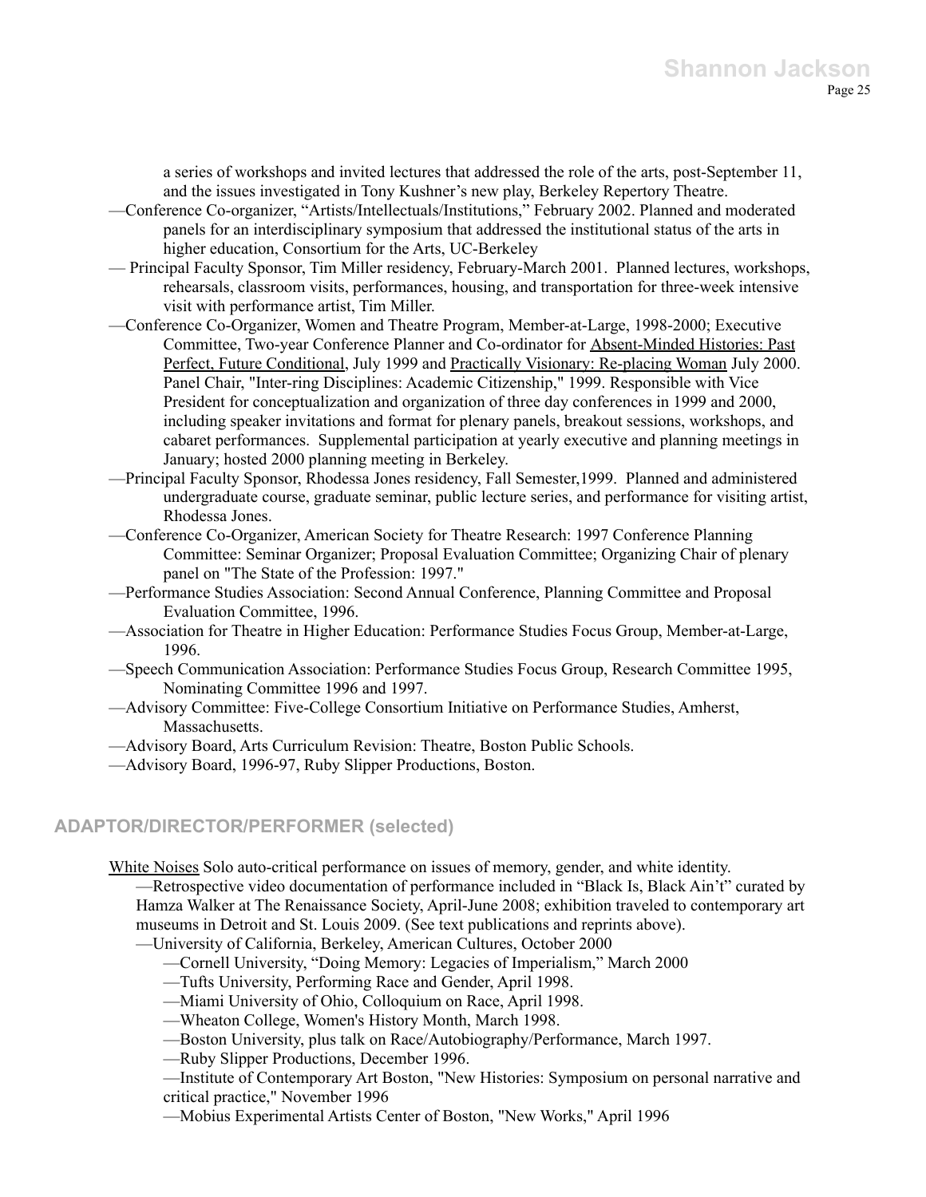a series of workshops and invited lectures that addressed the role of the arts, post-September 11, and the issues investigated in Tony Kushner's new play, Berkeley Repertory Theatre.

—Conference Co-organizer, "Artists/Intellectuals/Institutions," February 2002. Planned and moderated panels for an interdisciplinary symposium that addressed the institutional status of the arts in higher education, Consortium for the Arts, UC-Berkeley

— Principal Faculty Sponsor, Tim Miller residency, February-March 2001. Planned lectures, workshops, rehearsals, classroom visits, performances, housing, and transportation for three-week intensive visit with performance artist, Tim Miller.

—Conference Co-Organizer, Women and Theatre Program, Member-at-Large, 1998-2000; Executive Committee, Two-year Conference Planner and Co-ordinator for <u>Absent-Minded Histories: Past Perfect, Future Conditional</u>, July 1999 and <u>Practically Visionary: Re-placing Woman</u> July 2000. Panel Chair, "Inter-ring Disciplines: Academic Citizenship," 1999. Responsible with Vice President for conceptualization and organization of three day conferences in 1999 and 2000, including speaker invitations and format for plenary panels, breakout sessions, workshops, and cabaret performances. Supplemental participation at yearly executive and planning meetings in January; hosted 2000 planning meeting in Berkeley.

—Principal Faculty Sponsor, Rhodessa Jones residency, Fall Semester,1999. Planned and administered undergraduate course, graduate seminar, public lecture series, and performance for visiting artist, Rhodessa Jones.

—Conference Co-Organizer, American Society for Theatre Research: 1997 Conference Planning Committee: Seminar Organizer; Proposal Evaluation Committee; Organizing Chair of plenary panel on "The State of the Profession: 1997."

—Performance Studies Association: Second Annual Conference, Planning Committee and Proposal Evaluation Committee, 1996.

—Association for Theatre in Higher Education: Performance Studies Focus Group, Member-at-Large, 1996.

—Speech Communication Association: Performance Studies Focus Group, Research Committee 1995, Nominating Committee 1996 and 1997.

—Advisory Committee: Five-College Consortium Initiative on Performance Studies, Amherst, Massachusetts.

—Advisory Board, Arts Curriculum Revision: Theatre, Boston Public Schools.

—Advisory Board, 1996-97, Ruby Slipper Productions, Boston.

## ADAPTOR/DIRECTOR/PERFORMER (selected)

<u>White Noises</u> Solo auto-critical performance on issues of memory, gender, and white identity.

—Retrospective video documentation of performance included in "Black Is, Black Ain't" curated by Hamza Walker at The Renaissance Society, April-June 2008; exhibition traveled to contemporary art museums in Detroit and St. Louis 2009. (See text publications and reprints above).

—University of California, Berkeley, American Cultures, October 2000

—Cornell University, "Doing Memory: Legacies of Imperialism," March 2000

—Tufts University, Performing Race and Gender, April 1998.

—Miami University of Ohio, Colloquium on Race, April 1998.

—Wheaton College, Women's History Month, March 1998.

—Boston University, plus talk on Race/Autobiography/Performance, March 1997.

—Ruby Slipper Productions, December 1996.

—Institute of Contemporary Art Boston, "New Histories: Symposium on personal narrative and critical practice," November 1996

—Mobius Experimental Artists Center of Boston, "New Works," April 1996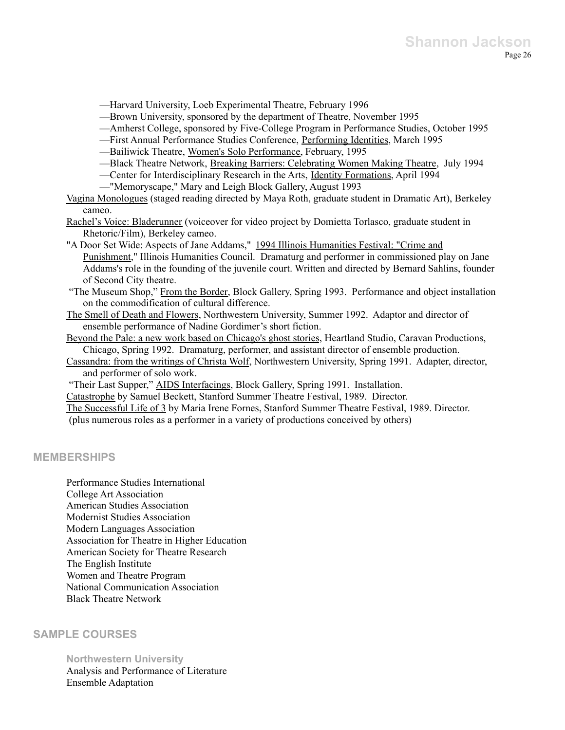—Harvard University, Loeb Experimental Theatre, February 1996
—Brown University, sponsored by the department of Theatre, November 1995
—Amherst College, sponsored by Five-College Program in Performance Studies, October 1995
—First Annual Performance Studies Conference, Performing Identities, March 1995
—Bailiwick Theatre, Women's Solo Performance, February, 1995
—Black Theatre Network, Breaking Barriers: Celebrating Women Making Theatre, July 1994
—Center for Interdisciplinary Research in the Arts, Identity Formations, April 1994
—"Memoryscape," Mary and Leigh Block Gallery, August 1993

Vagina Monologues (staged reading directed by Maya Roth, graduate student in Dramatic Art), Berkeley cameo.

Rachel's Voice: Bladerunner (voiceover for video project by Domietta Torlasco, graduate student in Rhetoric/Film), Berkeley cameo.

"A Door Set Wide: Aspects of Jane Addams," 1994 Illinois Humanities Festival: "Crime and Punishment," Illinois Humanities Council. Dramaturg and performer in commissioned play on Jane Addams's role in the founding of the juvenile court. Written and directed by Bernard Sahlins, founder of Second City theatre.

"The Museum Shop," From the Border, Block Gallery, Spring 1993. Performance and object installation on the commodification of cultural difference.

The Smell of Death and Flowers, Northwestern University, Summer 1992. Adaptor and director of ensemble performance of Nadine Gordimer's short fiction.

Beyond the Pale: a new work based on Chicago's ghost stories, Heartland Studio, Caravan Productions, Chicago, Spring 1992. Dramaturg, performer, and assistant director of ensemble production.

Cassandra: from the writings of Christa Wolf, Northwestern University, Spring 1991. Adapter, director, and performer of solo work.

"Their Last Supper," AIDS Interfacings, Block Gallery, Spring 1991. Installation.

Catastrophe by Samuel Beckett, Stanford Summer Theatre Festival, 1989. Director.

The Successful Life of 3 by Maria Irene Fornes, Stanford Summer Theatre Festival, 1989. Director.

(plus numerous roles as a performer in a variety of productions conceived by others)

## MEMBERSHIPS

Performance Studies International
College Art Association
American Studies Association
Modernist Studies Association
Modern Languages Association
Association for Theatre in Higher Education
American Society for Theatre Research
The English Institute
Women and Theatre Program
National Communication Association
Black Theatre Network

## SAMPLE COURSES

### Northwestern University

Analysis and Performance of Literature
Ensemble Adaptation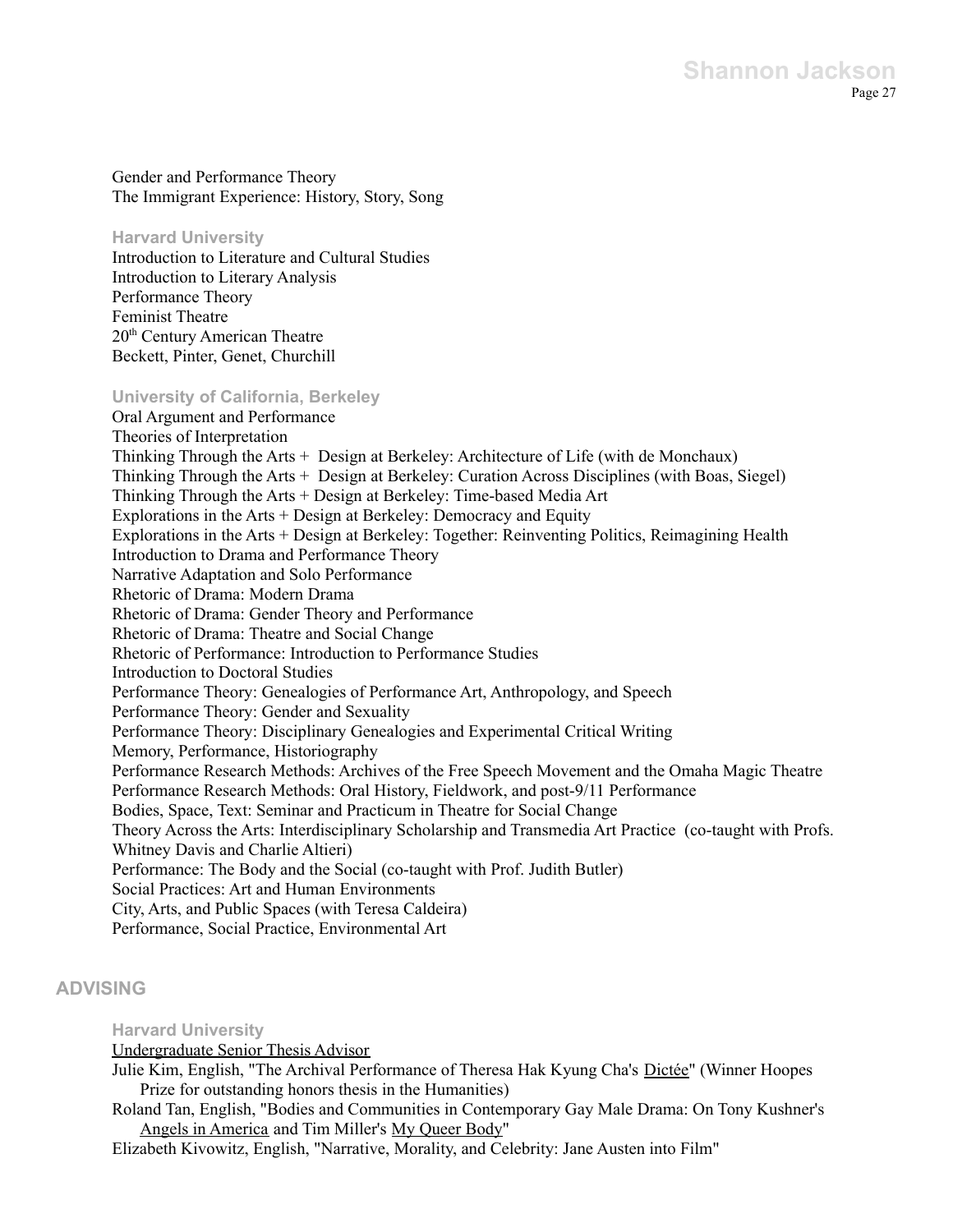Gender and Performance Theory
The Immigrant Experience: History, Story, Song

### Harvard University

Introduction to Literature and Cultural Studies
Introduction to Literary Analysis
Performance Theory
Feminist Theatre
20th Century American Theatre
Beckett, Pinter, Genet, Churchill

### University of California, Berkeley

Oral Argument and Performance
Theories of Interpretation
Thinking Through the Arts + Design at Berkeley: Architecture of Life (with de Monchaux)
Thinking Through the Arts + Design at Berkeley: Curation Across Disciplines (with Boas, Siegel)
Thinking Through the Arts + Design at Berkeley: Time-based Media Art
Explorations in the Arts + Design at Berkeley: Democracy and Equity
Explorations in the Arts + Design at Berkeley: Together: Reinventing Politics, Reimagining Health
Introduction to Drama and Performance Theory
Narrative Adaptation and Solo Performance
Rhetoric of Drama: Modern Drama
Rhetoric of Drama: Gender Theory and Performance
Rhetoric of Drama: Theatre and Social Change
Rhetoric of Performance: Introduction to Performance Studies
Introduction to Doctoral Studies
Performance Theory: Genealogies of Performance Art, Anthropology, and Speech
Performance Theory: Gender and Sexuality
Performance Theory: Disciplinary Genealogies and Experimental Critical Writing
Memory, Performance, Historiography
Performance Research Methods: Archives of the Free Speech Movement and the Omaha Magic Theatre
Performance Research Methods: Oral History, Fieldwork, and post-9/11 Performance
Bodies, Space, Text: Seminar and Practicum in Theatre for Social Change
Theory Across the Arts: Interdisciplinary Scholarship and Transmedia Art Practice (co-taught with Profs. Whitney Davis and Charlie Altieri)
Performance: The Body and the Social (co-taught with Prof. Judith Butler)
Social Practices: Art and Human Environments
City, Arts, and Public Spaces (with Teresa Caldeira)
Performance, Social Practice, Environmental Art

## ADVISING

### Harvard University

Undergraduate Senior Thesis Advisor

Julie Kim, English, "The Archival Performance of Theresa Hak Kyung Cha's Dictée" (Winner Hoopes Prize for outstanding honors thesis in the Humanities)

Roland Tan, English, "Bodies and Communities in Contemporary Gay Male Drama: On Tony Kushner's Angels in America and Tim Miller's My Queer Body"

Elizabeth Kivowitz, English, "Narrative, Morality, and Celebrity: Jane Austen into Film"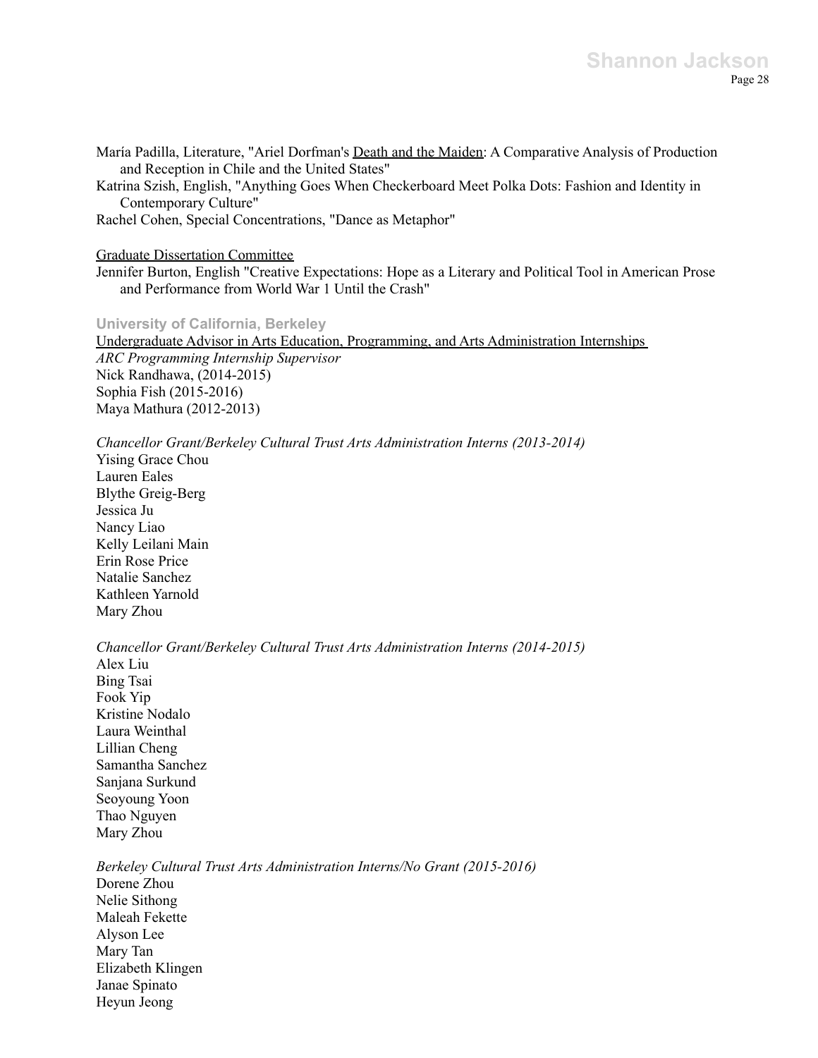María Padilla, Literature, "Ariel Dorfman's Death and the Maiden: A Comparative Analysis of Production and Reception in Chile and the United States"

Katrina Szish, English, "Anything Goes When Checkerboard Meet Polka Dots: Fashion and Identity in Contemporary Culture"

Rachel Cohen, Special Concentrations, "Dance as Metaphor"

Graduate Dissertation Committee

Jennifer Burton, English "Creative Expectations: Hope as a Literary and Political Tool in American Prose and Performance from World War 1 Until the Crash"

### University of California, Berkeley

Undergraduate Advisor in Arts Education, Programming, and Arts Administration Internships

*ARC Programming Internship Supervisor*

Nick Randhawa, (2014-2015)
Sophia Fish (2015-2016)
Maya Mathura (2012-2013)

*Chancellor Grant/Berkeley Cultural Trust Arts Administration Interns (2013-2014)*

Yising Grace Chou
Lauren Eales
Blythe Greig-Berg
Jessica Ju
Nancy Liao
Kelly Leilani Main
Erin Rose Price
Natalie Sanchez
Kathleen Yarnold
Mary Zhou

*Chancellor Grant/Berkeley Cultural Trust Arts Administration Interns (2014-2015)*

Alex Liu
Bing Tsai
Fook Yip
Kristine Nodalo
Laura Weinthal
Lillian Cheng
Samantha Sanchez
Sanjana Surkund
Seoyoung Yoon
Thao Nguyen
Mary Zhou

*Berkeley Cultural Trust Arts Administration Interns/No Grant (2015-2016)*

Dorene Zhou
Nelie Sithong
Maleah Fekette
Alyson Lee
Mary Tan
Elizabeth Klingen
Janae Spinato
Heyun Jeong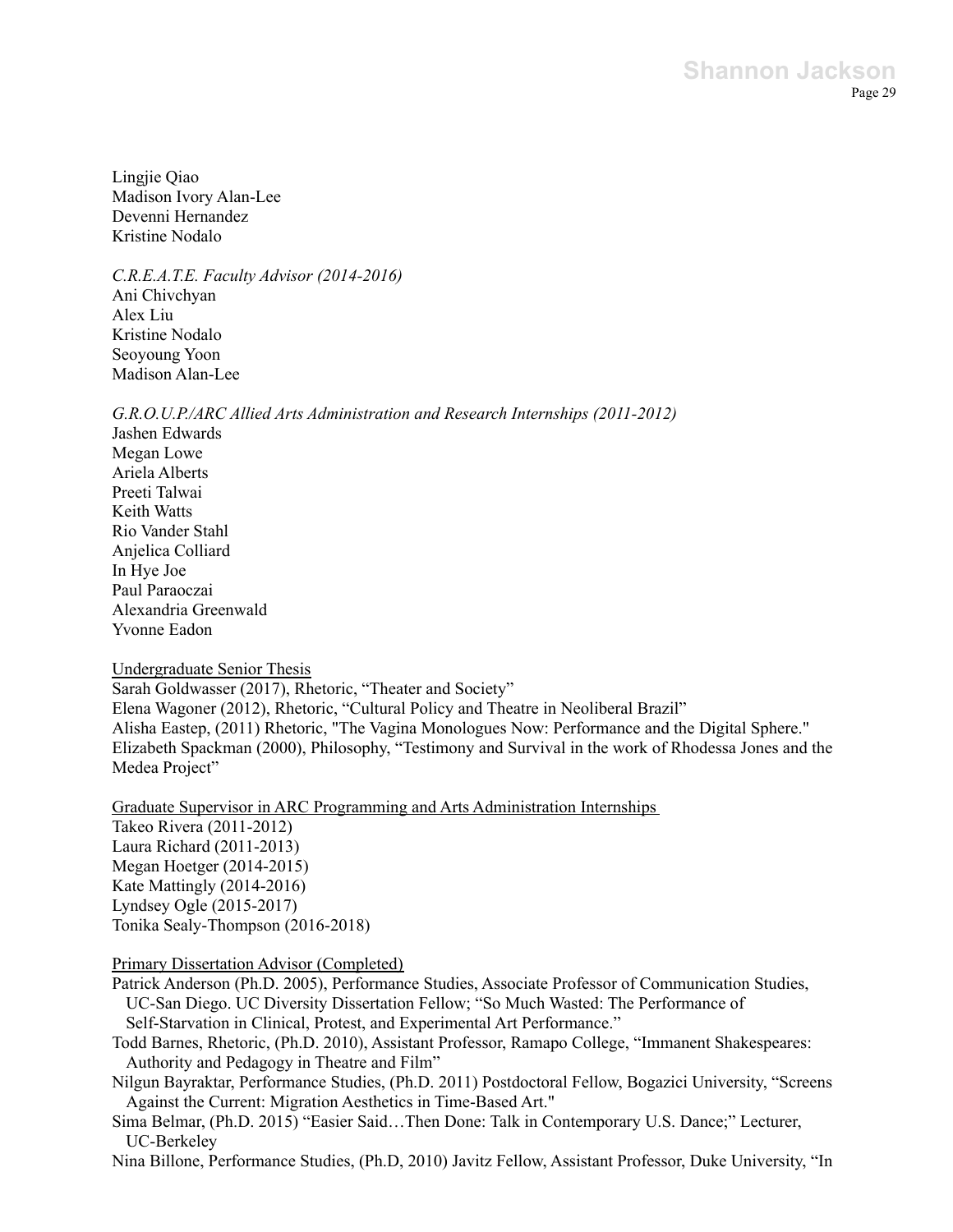Lingjie Qiao
Madison Ivory Alan-Lee
Devenni Hernandez
Kristine Nodalo

*C.R.E.A.T.E. Faculty Advisor (2014-2016)*
Ani Chivchyan
Alex Liu
Kristine Nodalo
Seoyoung Yoon
Madison Alan-Lee

*G.R.O.U.P./ARC Allied Arts Administration and Research Internships (2011-2012)*
Jashen Edwards
Megan Lowe
Ariela Alberts
Preeti Talwai
Keith Watts
Rio Vander Stahl
Anjelica Colliard
In Hye Joe
Paul Paraoczai
Alexandria Greenwald
Yvonne Eadon

Undergraduate Senior Thesis
Sarah Goldwasser (2017), Rhetoric, "Theater and Society"
Elena Wagoner (2012), Rhetoric, "Cultural Policy and Theatre in Neoliberal Brazil"
Alisha Eastep, (2011) Rhetoric, "The Vagina Monologues Now: Performance and the Digital Sphere."
Elizabeth Spackman (2000), Philosophy, "Testimony and Survival in the work of Rhodessa Jones and the Medea Project"

Graduate Supervisor in ARC Programming and Arts Administration Internships
Takeo Rivera (2011-2012)
Laura Richard (2011-2013)
Megan Hoetger (2014-2015)
Kate Mattingly (2014-2016)
Lyndsey Ogle (2015-2017)
Tonika Sealy-Thompson (2016-2018)

Primary Dissertation Advisor (Completed)
Patrick Anderson (Ph.D. 2005), Performance Studies, Associate Professor of Communication Studies, UC-San Diego. UC Diversity Dissertation Fellow; "So Much Wasted: The Performance of Self-Starvation in Clinical, Protest, and Experimental Art Performance."
Todd Barnes, Rhetoric, (Ph.D. 2010), Assistant Professor, Ramapo College, "Immanent Shakespeares: Authority and Pedagogy in Theatre and Film"
Nilgun Bayraktar, Performance Studies, (Ph.D. 2011) Postdoctoral Fellow, Bogazici University, "Screens Against the Current: Migration Aesthetics in Time-Based Art."
Sima Belmar, (Ph.D. 2015) "Easier Said…Then Done: Talk in Contemporary U.S. Dance;" Lecturer, UC-Berkeley
Nina Billone, Performance Studies, (Ph.D, 2010) Javitz Fellow, Assistant Professor, Duke University, "In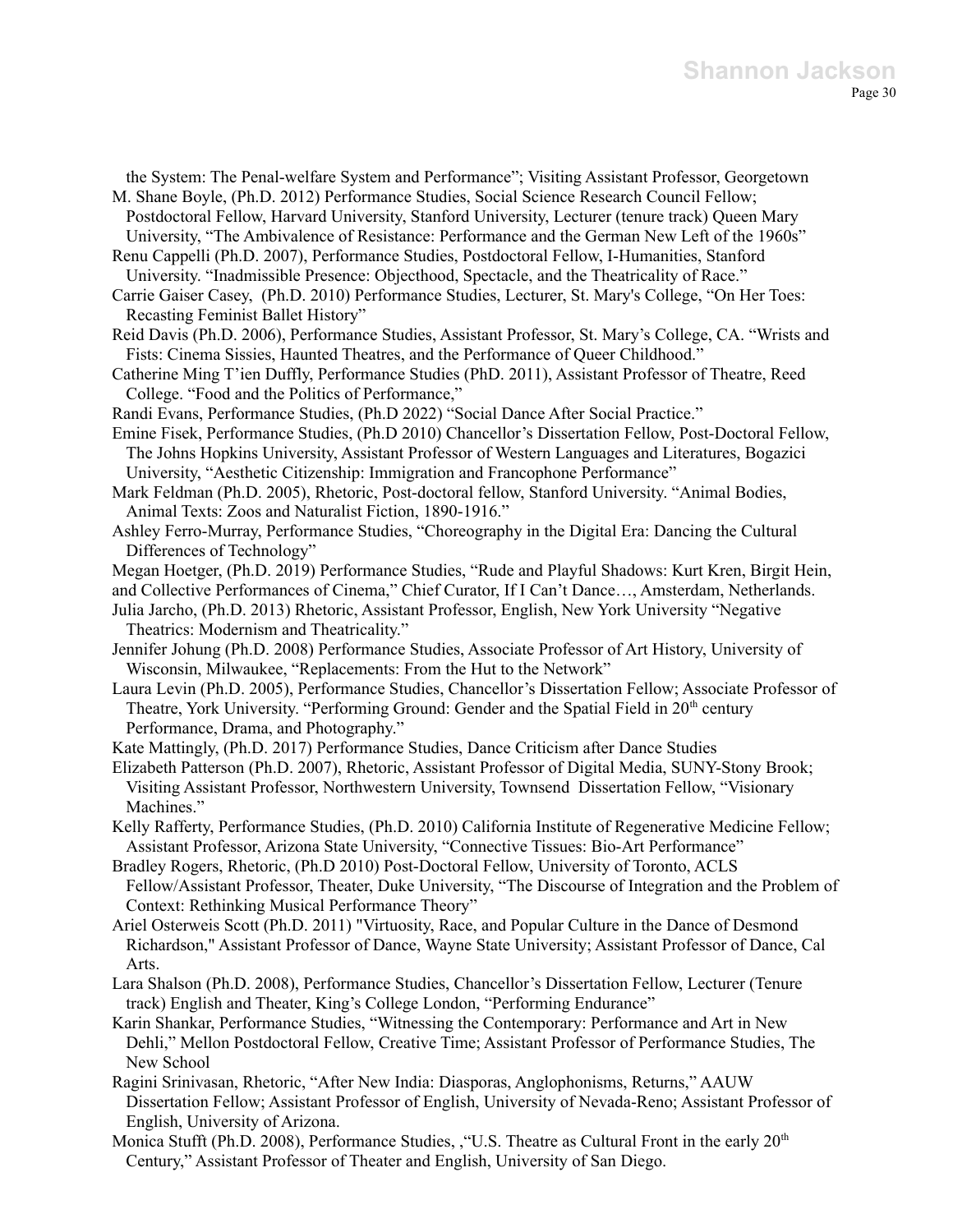the System: The Penal-welfare System and Performance"; Visiting Assistant Professor, Georgetown

M. Shane Boyle, (Ph.D. 2012) Performance Studies, Social Science Research Council Fellow; Postdoctoral Fellow, Harvard University, Stanford University, Lecturer (tenure track) Queen Mary University, "The Ambivalence of Resistance: Performance and the German New Left of the 1960s"

Renu Cappelli (Ph.D. 2007), Performance Studies, Postdoctoral Fellow, I-Humanities, Stanford University. "Inadmissible Presence: Objecthood, Spectacle, and the Theatricality of Race."

Carrie Gaiser Casey, (Ph.D. 2010) Performance Studies, Lecturer, St. Mary's College, "On Her Toes: Recasting Feminist Ballet History"

Reid Davis (Ph.D. 2006), Performance Studies, Assistant Professor, St. Mary's College, CA. "Wrists and Fists: Cinema Sissies, Haunted Theatres, and the Performance of Queer Childhood."

Catherine Ming T'ien Duffly, Performance Studies (PhD. 2011), Assistant Professor of Theatre, Reed College. "Food and the Politics of Performance,"

Randi Evans, Performance Studies, (Ph.D 2022) "Social Dance After Social Practice."

Emine Fisek, Performance Studies, (Ph.D 2010) Chancellor's Dissertation Fellow, Post-Doctoral Fellow, The Johns Hopkins University, Assistant Professor of Western Languages and Literatures, Bogazici University, "Aesthetic Citizenship: Immigration and Francophone Performance"

Mark Feldman (Ph.D. 2005), Rhetoric, Post-doctoral fellow, Stanford University. "Animal Bodies, Animal Texts: Zoos and Naturalist Fiction, 1890-1916."

Ashley Ferro-Murray, Performance Studies, "Choreography in the Digital Era: Dancing the Cultural Differences of Technology"

Megan Hoetger, (Ph.D. 2019) Performance Studies, "Rude and Playful Shadows: Kurt Kren, Birgit Hein, and Collective Performances of Cinema," Chief Curator, If I Can't Dance…, Amsterdam, Netherlands.

Julia Jarcho, (Ph.D. 2013) Rhetoric, Assistant Professor, English, New York University "Negative Theatrics: Modernism and Theatricality."

Jennifer Johung (Ph.D. 2008) Performance Studies, Associate Professor of Art History, University of Wisconsin, Milwaukee, "Replacements: From the Hut to the Network"

Laura Levin (Ph.D. 2005), Performance Studies, Chancellor's Dissertation Fellow; Associate Professor of Theatre, York University. "Performing Ground: Gender and the Spatial Field in 20th century Performance, Drama, and Photography."

Kate Mattingly, (Ph.D. 2017) Performance Studies, Dance Criticism after Dance Studies

Elizabeth Patterson (Ph.D. 2007), Rhetoric, Assistant Professor of Digital Media, SUNY-Stony Brook; Visiting Assistant Professor, Northwestern University, Townsend Dissertation Fellow, "Visionary Machines."

Kelly Rafferty, Performance Studies, (Ph.D. 2010) California Institute of Regenerative Medicine Fellow; Assistant Professor, Arizona State University, "Connective Tissues: Bio-Art Performance"

Bradley Rogers, Rhetoric, (Ph.D 2010) Post-Doctoral Fellow, University of Toronto, ACLS Fellow/Assistant Professor, Theater, Duke University, "The Discourse of Integration and the Problem of Context: Rethinking Musical Performance Theory"

Ariel Osterweis Scott (Ph.D. 2011) "Virtuosity, Race, and Popular Culture in the Dance of Desmond Richardson," Assistant Professor of Dance, Wayne State University; Assistant Professor of Dance, Cal Arts.

Lara Shalson (Ph.D. 2008), Performance Studies, Chancellor's Dissertation Fellow, Lecturer (Tenure track) English and Theater, King's College London, "Performing Endurance"

Karin Shankar, Performance Studies, "Witnessing the Contemporary: Performance and Art in New Dehli," Mellon Postdoctoral Fellow, Creative Time; Assistant Professor of Performance Studies, The New School

Ragini Srinivasan, Rhetoric, "After New India: Diasporas, Anglophonisms, Returns," AAUW Dissertation Fellow; Assistant Professor of English, University of Nevada-Reno; Assistant Professor of English, University of Arizona.

Monica Stufft (Ph.D. 2008), Performance Studies, ,"U.S. Theatre as Cultural Front in the early 20th Century," Assistant Professor of Theater and English, University of San Diego.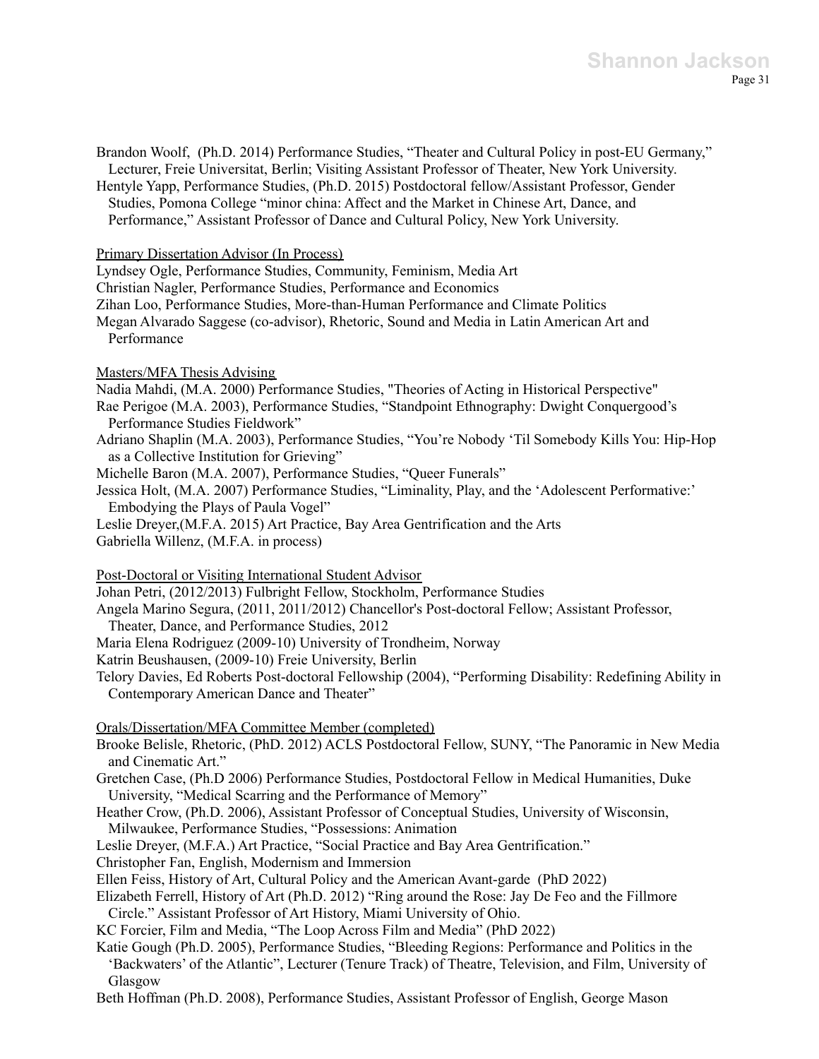Brandon Woolf, (Ph.D. 2014) Performance Studies, "Theater and Cultural Policy in post-EU Germany," Lecturer, Freie Universitat, Berlin; Visiting Assistant Professor of Theater, New York University.

Hentyle Yapp, Performance Studies, (Ph.D. 2015) Postdoctoral fellow/Assistant Professor, Gender Studies, Pomona College "minor china: Affect and the Market in Chinese Art, Dance, and Performance," Assistant Professor of Dance and Cultural Policy, New York University.

<u>Primary Dissertation Advisor (In Process)</u>

Lyndsey Ogle, Performance Studies, Community, Feminism, Media Art

Christian Nagler, Performance Studies, Performance and Economics

Zihan Loo, Performance Studies, More-than-Human Performance and Climate Politics

Megan Alvarado Saggese (co-advisor), Rhetoric, Sound and Media in Latin American Art and Performance

<u>Masters/MFA Thesis Advising</u>

Nadia Mahdi, (M.A. 2000) Performance Studies, "Theories of Acting in Historical Perspective"

Rae Perigoe (M.A. 2003), Performance Studies, "Standpoint Ethnography: Dwight Conquergood's Performance Studies Fieldwork"

Adriano Shaplin (M.A. 2003), Performance Studies, "You're Nobody 'Til Somebody Kills You: Hip-Hop as a Collective Institution for Grieving"

Michelle Baron (M.A. 2007), Performance Studies, "Queer Funerals"

Jessica Holt, (M.A. 2007) Performance Studies, "Liminality, Play, and the 'Adolescent Performative:' Embodying the Plays of Paula Vogel"

Leslie Dreyer,(M.F.A. 2015) Art Practice, Bay Area Gentrification and the Arts

Gabriella Willenz, (M.F.A. in process)

<u>Post-Doctoral or Visiting International Student Advisor</u>

Johan Petri, (2012/2013) Fulbright Fellow, Stockholm, Performance Studies

Angela Marino Segura, (2011, 2011/2012) Chancellor's Post-doctoral Fellow; Assistant Professor, Theater, Dance, and Performance Studies, 2012

Maria Elena Rodriguez (2009-10) University of Trondheim, Norway

Katrin Beushausen, (2009-10) Freie University, Berlin

Telory Davies, Ed Roberts Post-doctoral Fellowship (2004), "Performing Disability: Redefining Ability in Contemporary American Dance and Theater"

<u>Orals/Dissertation/MFA Committee Member (completed)</u>

Brooke Belisle, Rhetoric, (PhD. 2012) ACLS Postdoctoral Fellow, SUNY, "The Panoramic in New Media and Cinematic Art."

Gretchen Case, (Ph.D 2006) Performance Studies, Postdoctoral Fellow in Medical Humanities, Duke University, "Medical Scarring and the Performance of Memory"

Heather Crow, (Ph.D. 2006), Assistant Professor of Conceptual Studies, University of Wisconsin, Milwaukee, Performance Studies, "Possessions: Animation

Leslie Dreyer, (M.F.A.) Art Practice, "Social Practice and Bay Area Gentrification."

Christopher Fan, English, Modernism and Immersion

Ellen Feiss, History of Art, Cultural Policy and the American Avant-garde (PhD 2022)

Elizabeth Ferrell, History of Art (Ph.D. 2012) "Ring around the Rose: Jay De Feo and the Fillmore Circle." Assistant Professor of Art History, Miami University of Ohio.

KC Forcier, Film and Media, "The Loop Across Film and Media" (PhD 2022)

Katie Gough (Ph.D. 2005), Performance Studies, "Bleeding Regions: Performance and Politics in the 'Backwaters' of the Atlantic", Lecturer (Tenure Track) of Theatre, Television, and Film, University of Glasgow

Beth Hoffman (Ph.D. 2008), Performance Studies, Assistant Professor of English, George Mason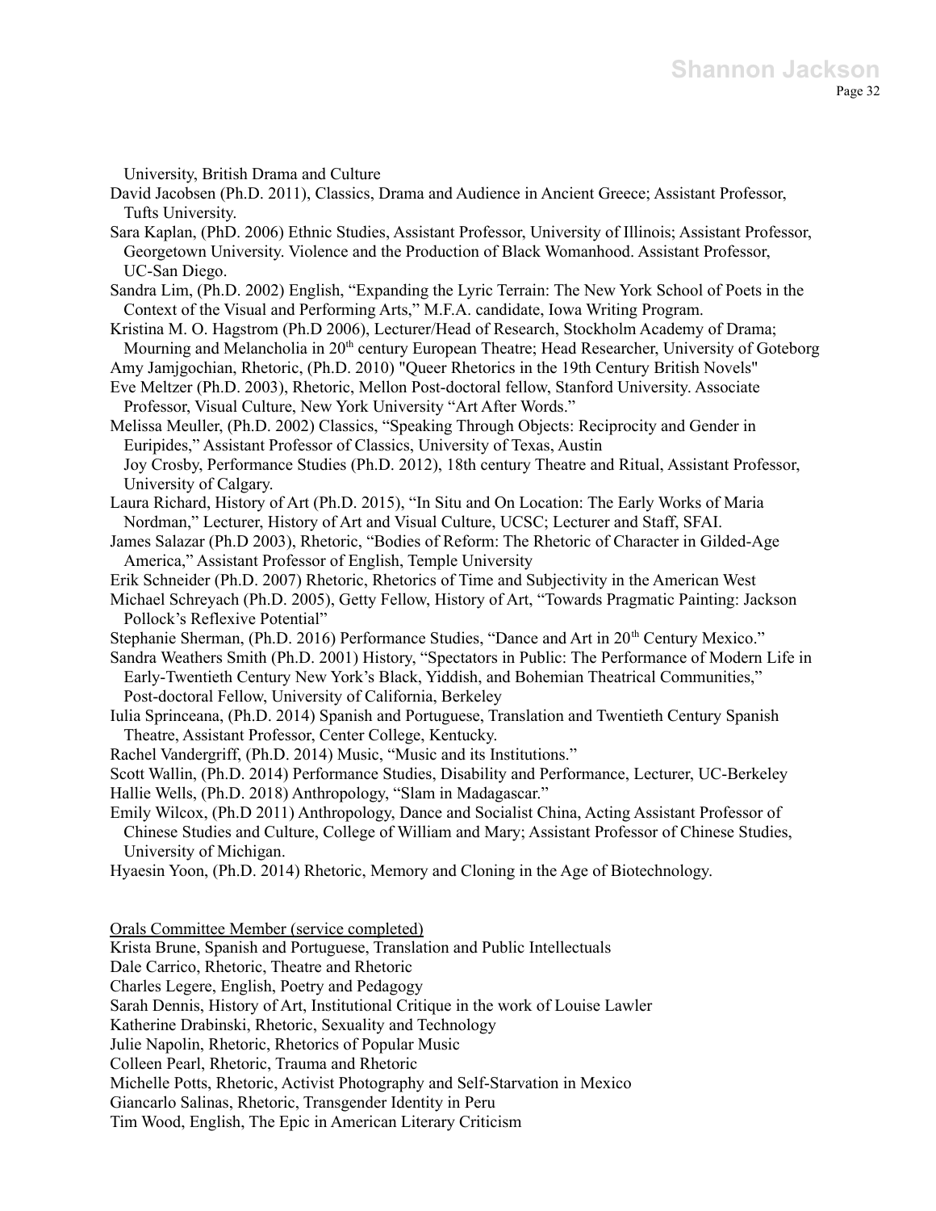University, British Drama and Culture

David Jacobsen (Ph.D. 2011), Classics, Drama and Audience in Ancient Greece; Assistant Professor, Tufts University.

Sara Kaplan, (PhD. 2006) Ethnic Studies, Assistant Professor, University of Illinois; Assistant Professor, Georgetown University. Violence and the Production of Black Womanhood. Assistant Professor, UC-San Diego.

Sandra Lim, (Ph.D. 2002) English, "Expanding the Lyric Terrain: The New York School of Poets in the Context of the Visual and Performing Arts," M.F.A. candidate, Iowa Writing Program.

Kristina M. O. Hagstrom (Ph.D 2006), Lecturer/Head of Research, Stockholm Academy of Drama; Mourning and Melancholia in 20th century European Theatre; Head Researcher, University of Goteborg

Amy Jamjgochian, Rhetoric, (Ph.D. 2010) "Queer Rhetorics in the 19th Century British Novels"

Eve Meltzer (Ph.D. 2003), Rhetoric, Mellon Post-doctoral fellow, Stanford University. Associate Professor, Visual Culture, New York University "Art After Words."

Melissa Meuller, (Ph.D. 2002) Classics, "Speaking Through Objects: Reciprocity and Gender in Euripides," Assistant Professor of Classics, University of Texas, Austin

Joy Crosby, Performance Studies (Ph.D. 2012), 18th century Theatre and Ritual, Assistant Professor, University of Calgary.

Laura Richard, History of Art (Ph.D. 2015), "In Situ and On Location: The Early Works of Maria Nordman," Lecturer, History of Art and Visual Culture, UCSC; Lecturer and Staff, SFAI.

James Salazar (Ph.D 2003), Rhetoric, "Bodies of Reform: The Rhetoric of Character in Gilded-Age America," Assistant Professor of English, Temple University

Erik Schneider (Ph.D. 2007) Rhetoric, Rhetorics of Time and Subjectivity in the American West

Michael Schreyach (Ph.D. 2005), Getty Fellow, History of Art, "Towards Pragmatic Painting: Jackson Pollock's Reflexive Potential"

Stephanie Sherman, (Ph.D. 2016) Performance Studies, "Dance and Art in 20th Century Mexico."

Sandra Weathers Smith (Ph.D. 2001) History, "Spectators in Public: The Performance of Modern Life in Early-Twentieth Century New York's Black, Yiddish, and Bohemian Theatrical Communities," Post-doctoral Fellow, University of California, Berkeley

Iulia Sprinceana, (Ph.D. 2014) Spanish and Portuguese, Translation and Twentieth Century Spanish Theatre, Assistant Professor, Center College, Kentucky.

Rachel Vandergriff, (Ph.D. 2014) Music, "Music and its Institutions."

Scott Wallin, (Ph.D. 2014) Performance Studies, Disability and Performance, Lecturer, UC-Berkeley

Hallie Wells, (Ph.D. 2018) Anthropology, "Slam in Madagascar."

Emily Wilcox, (Ph.D 2011) Anthropology, Dance and Socialist China, Acting Assistant Professor of Chinese Studies and Culture, College of William and Mary; Assistant Professor of Chinese Studies, University of Michigan.

Hyaesin Yoon, (Ph.D. 2014) Rhetoric, Memory and Cloning in the Age of Biotechnology.

<u>Orals Committee Member (service completed)</u>

Krista Brune, Spanish and Portuguese, Translation and Public Intellectuals
Dale Carrico, Rhetoric, Theatre and Rhetoric
Charles Legere, English, Poetry and Pedagogy
Sarah Dennis, History of Art, Institutional Critique in the work of Louise Lawler
Katherine Drabinski, Rhetoric, Sexuality and Technology
Julie Napolin, Rhetoric, Rhetorics of Popular Music
Colleen Pearl, Rhetoric, Trauma and Rhetoric
Michelle Potts, Rhetoric, Activist Photography and Self-Starvation in Mexico
Giancarlo Salinas, Rhetoric, Transgender Identity in Peru
Tim Wood, English, The Epic in American Literary Criticism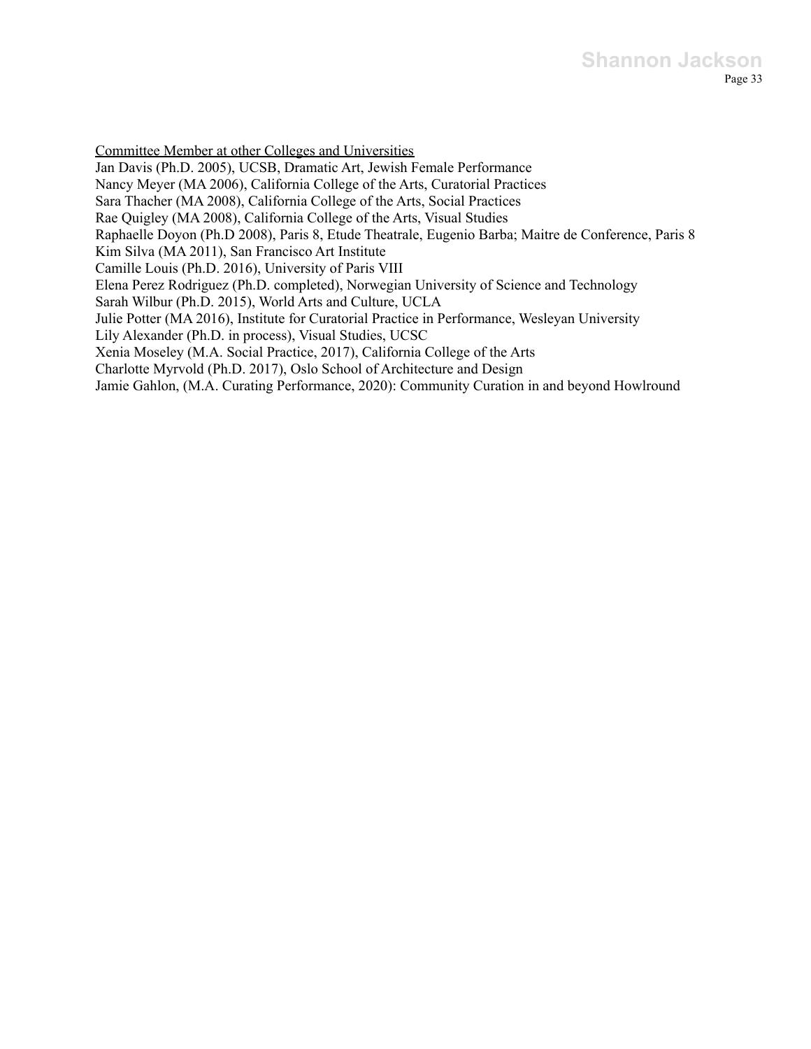<u>Committee Member at other Colleges and Universities</u>

Jan Davis (Ph.D. 2005), UCSB, Dramatic Art, Jewish Female Performance
Nancy Meyer (MA 2006), California College of the Arts, Curatorial Practices
Sara Thacher (MA 2008), California College of the Arts, Social Practices
Rae Quigley (MA 2008), California College of the Arts, Visual Studies
Raphaelle Doyon (Ph.D 2008), Paris 8, Etude Theatrale, Eugenio Barba; Maitre de Conference, Paris 8
Kim Silva (MA 2011), San Francisco Art Institute
Camille Louis (Ph.D. 2016), University of Paris VIII
Elena Perez Rodriguez (Ph.D. completed), Norwegian University of Science and Technology
Sarah Wilbur (Ph.D. 2015), World Arts and Culture, UCLA
Julie Potter (MA 2016), Institute for Curatorial Practice in Performance, Wesleyan University
Lily Alexander (Ph.D. in process), Visual Studies, UCSC
Xenia Moseley (M.A. Social Practice, 2017), California College of the Arts
Charlotte Myrvold (Ph.D. 2017), Oslo School of Architecture and Design
Jamie Gahlon, (M.A. Curating Performance, 2020): Community Curation in and beyond Howlround